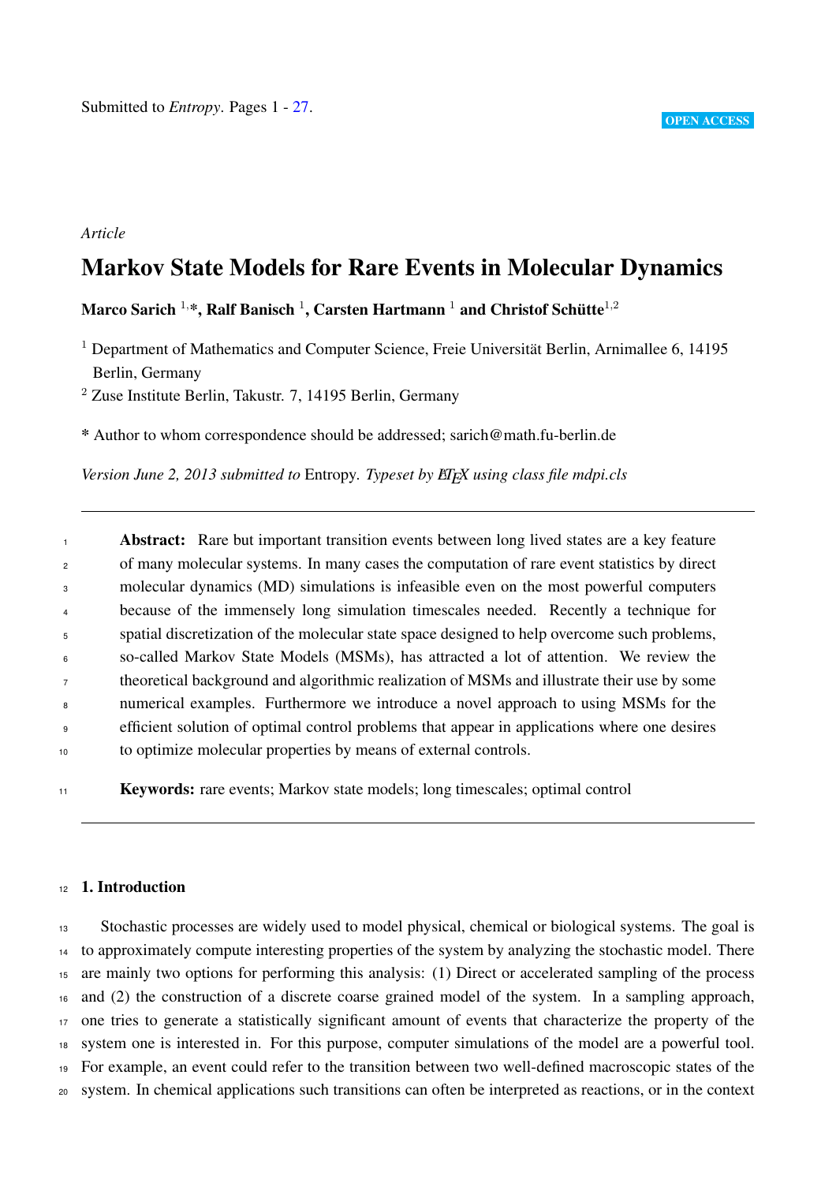Submitted to *Entropy*. Pages 1 - 27.

OPEN ACCESS

*Article*

# Markov State Models for Rare Events in Molecular Dynamics

**Marco Sarich [1,*], Ralf Banisch [1], Carsten Hartmann [1] and Christof Schütte[1,2]**

[1] Department of Mathematics and Computer Science, Freie Universität Berlin, Arnimallee 6, 14195 Berlin, Germany

[2] Zuse Institute Berlin, Takustr. 7, 14195 Berlin, Germany

\* Author to whom correspondence should be addressed; sarich@math.fu-berlin.de

*Version June 2, 2013 submitted to* Entropy. *Typeset by LaTeX using class file mdpi.cls*

---

**Abstract:** Rare but important transition events between long lived states are a key feature of many molecular systems. In many cases the computation of rare event statistics by direct molecular dynamics (MD) simulations is infeasible even on the most powerful computers because of the immensely long simulation timescales needed. Recently a technique for spatial discretization of the molecular state space designed to help overcome such problems, so-called Markov State Models (MSMs), has attracted a lot of attention. We review the theoretical background and algorithmic realization of MSMs and illustrate their use by some numerical examples. Furthermore we introduce a novel approach to using MSMs for the efficient solution of optimal control problems that appear in applications where one desires to optimize molecular properties by means of external controls.

**Keywords:** rare events; Markov state models; long timescales; optimal control

---

## 1. Introduction

Stochastic processes are widely used to model physical, chemical or biological systems. The goal is to approximately compute interesting properties of the system by analyzing the stochastic model. There are mainly two options for performing this analysis: (1) Direct or accelerated sampling of the process and (2) the construction of a discrete coarse grained model of the system. In a sampling approach, one tries to generate a statistically significant amount of events that characterize the property of the system one is interested in. For this purpose, computer simulations of the model are a powerful tool. For example, an event could refer to the transition between two well-defined macroscopic states of the system. In chemical applications such transitions can often be interpreted as reactions, or in the context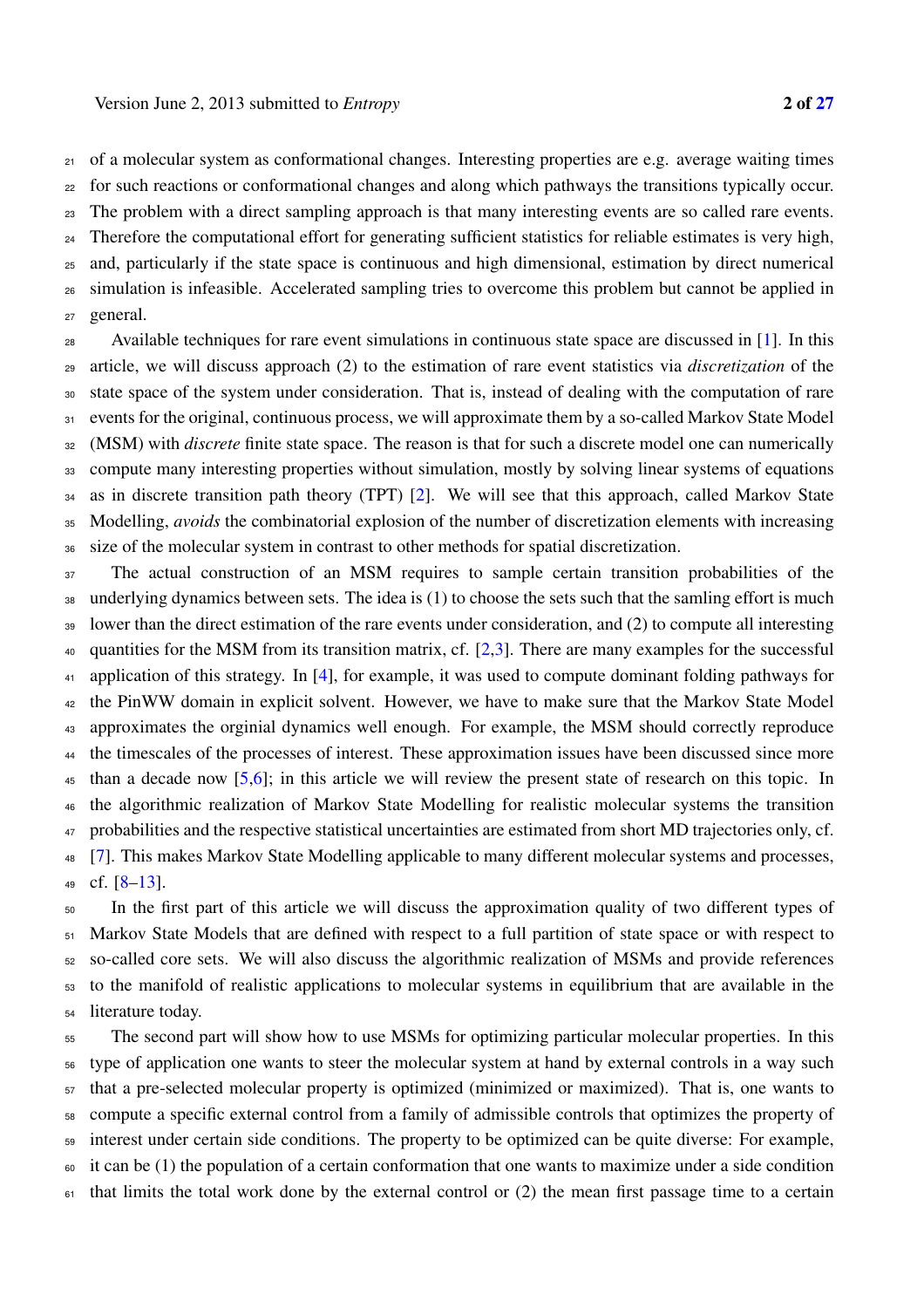of a molecular system as conformational changes. Interesting properties are e.g. average waiting times for such reactions or conformational changes and along which pathways the transitions typically occur. The problem with a direct sampling approach is that many interesting events are so called rare events. Therefore the computational effort for generating sufficient statistics for reliable estimates is very high, and, particularly if the state space is continuous and high dimensional, estimation by direct numerical simulation is infeasible. Accelerated sampling tries to overcome this problem but cannot be applied in general.

Available techniques for rare event simulations in continuous state space are discussed in [1]. In this article, we will discuss approach (2) to the estimation of rare event statistics via *discretization* of the state space of the system under consideration. That is, instead of dealing with the computation of rare events for the original, continuous process, we will approximate them by a so-called Markov State Model (MSM) with *discrete* finite state space. The reason is that for such a discrete model one can numerically compute many interesting properties without simulation, mostly by solving linear systems of equations as in discrete transition path theory (TPT) [2]. We will see that this approach, called Markov State Modelling, *avoids* the combinatorial explosion of the number of discretization elements with increasing size of the molecular system in contrast to other methods for spatial discretization.

The actual construction of an MSM requires to sample certain transition probabilities of the underlying dynamics between sets. The idea is (1) to choose the sets such that the samling effort is much lower than the direct estimation of the rare events under consideration, and (2) to compute all interesting quantities for the MSM from its transition matrix, cf. [2,3]. There are many examples for the successful application of this strategy. In [4], for example, it was used to compute dominant folding pathways for the PinWW domain in explicit solvent. However, we have to make sure that the Markov State Model approximates the orginial dynamics well enough. For example, the MSM should correctly reproduce the timescales of the processes of interest. These approximation issues have been discussed since more than a decade now [5,6]; in this article we will review the present state of research on this topic. In the algorithmic realization of Markov State Modelling for realistic molecular systems the transition probabilities and the respective statistical uncertainties are estimated from short MD trajectories only, cf. [7]. This makes Markov State Modelling applicable to many different molecular systems and processes, cf. [8–13].

In the first part of this article we will discuss the approximation quality of two different types of Markov State Models that are defined with respect to a full partition of state space or with respect to so-called core sets. We will also discuss the algorithmic realization of MSMs and provide references to the manifold of realistic applications to molecular systems in equilibrium that are available in the literature today.

The second part will show how to use MSMs for optimizing particular molecular properties. In this type of application one wants to steer the molecular system at hand by external controls in a way such that a pre-selected molecular property is optimized (minimized or maximized). That is, one wants to compute a specific external control from a family of admissible controls that optimizes the property of interest under certain side conditions. The property to be optimized can be quite diverse: For example, it can be (1) the population of a certain conformation that one wants to maximize under a side condition that limits the total work done by the external control or (2) the mean first passage time to a certain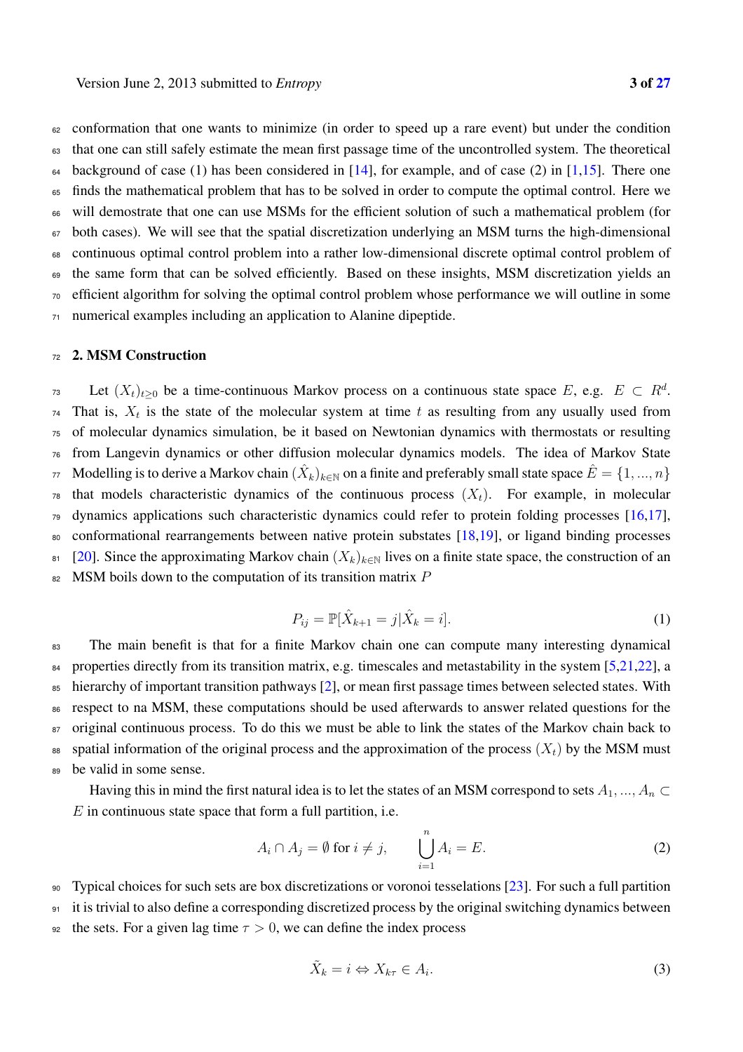conformation that one wants to minimize (in order to speed up a rare event) but under the condition that one can still safely estimate the mean first passage time of the uncontrolled system. The theoretical background of case (1) has been considered in [14], for example, and of case (2) in [1,15]. There one finds the mathematical problem that has to be solved in order to compute the optimal control. Here we will demostrate that one can use MSMs for the efficient solution of such a mathematical problem (for both cases). We will see that the spatial discretization underlying an MSM turns the high-dimensional continuous optimal control problem into a rather low-dimensional discrete optimal control problem of the same form that can be solved efficiently. Based on these insights, MSM discretization yields an efficient algorithm for solving the optimal control problem whose performance we will outline in some numerical examples including an application to Alanine dipeptide.

## 2. MSM Construction

Let $(X_t)_{t\geq 0}$ be a time-continuous Markov process on a continuous state space $E$, e.g. $E \subset R^d$. That is, $X_t$ is the state of the molecular system at time $t$ as resulting from any usually used from of molecular dynamics simulation, be it based on Newtonian dynamics with thermostats or resulting from Langevin dynamics or other diffusion molecular dynamics models. The idea of Markov State Modelling is to derive a Markov chain $(\hat{X}_k)_{k\in\mathbb{N}}$ on a finite and preferably small state space $\hat{E} = \{1, ..., n\}$ that models characteristic dynamics of the continuous process $(X_t)$. For example, in molecular dynamics applications such characteristic dynamics could refer to protein folding processes [16,17], conformational rearrangements between native protein substates [18,19], or ligand binding processes [20]. Since the approximating Markov chain $(X_k)_{k\in\mathbb{N}}$ lives on a finite state space, the construction of an MSM boils down to the computation of its transition matrix $P$

$$P_{ij} = \mathbb{P}[\hat{X}_{k+1} = j|\hat{X}_k = i]. \tag{1}$$

The main benefit is that for a finite Markov chain one can compute many interesting dynamical properties directly from its transition matrix, e.g. timescales and metastability in the system [5,21,22], a hierarchy of important transition pathways [2], or mean first passage times between selected states. With respect to na MSM, these computations should be used afterwards to answer related questions for the original continuous process. To do this we must be able to link the states of the Markov chain back to spatial information of the original process and the approximation of the process $(X_t)$ by the MSM must be valid in some sense.

Having this in mind the first natural idea is to let the states of an MSM correspond to sets $A_1, ..., A_n \subset E$ in continuous state space that form a full partition, i.e.

$$A_i \cap A_j = \emptyset \text{ for } i \neq j, \qquad \bigcup_{i=1}^{n} A_i = E. \tag{2}$$

Typical choices for such sets are box discretizations or voronoi tesselations [23]. For such a full partition it is trivial to also define a corresponding discretized process by the original switching dynamics between the sets. For a given lag time $\tau > 0$, we can define the index process

$$\tilde{X}_k = i \Leftrightarrow X_{k\tau} \in A_i. \tag{3}$$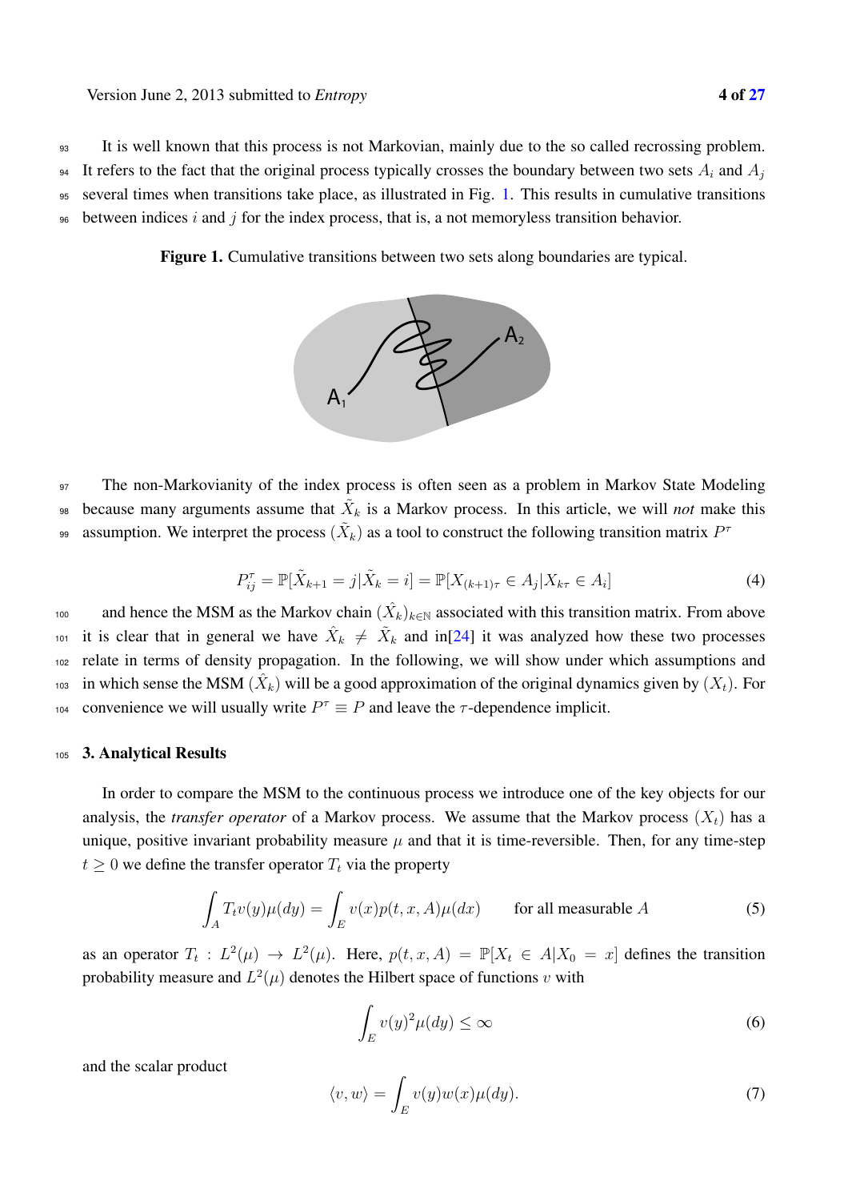It is well known that this process is not Markovian, mainly due to the so called recrossing problem. It refers to the fact that the original process typically crosses the boundary between two sets $A_i$ and $A_j$ several times when transitions take place, as illustrated in Fig. 1. This results in cumulative transitions between indices $i$ and $j$ for the index process, that is, a not memoryless transition behavior.

**Figure 1.** Cumulative transitions between two sets along boundaries are typical.

The non-Markovianity of the index process is often seen as a problem in Markov State Modeling because many arguments assume that $\tilde{X}_k$ is a Markov process. In this article, we will *not* make this assumption. We interpret the process $(\tilde{X}_k)$ as a tool to construct the following transition matrix $P^\tau$

$$P_{ij}^\tau = \mathbb{P}[\tilde{X}_{k+1} = j | \tilde{X}_k = i] = \mathbb{P}[X_{(k+1)\tau} \in A_j | X_{k\tau} \in A_i] \tag{4}$$

and hence the MSM as the Markov chain $(\hat{X}_k)_{k \in \mathbb{N}}$ associated with this transition matrix. From above it is clear that in general we have $\hat{X}_k \neq \tilde{X}_k$ and in[24] it was analyzed how these two processes relate in terms of density propagation. In the following, we will show under which assumptions and in which sense the MSM $(\hat{X}_k)$ will be a good approximation of the original dynamics given by $(X_t)$. For convenience we will usually write $P^\tau \equiv P$ and leave the $\tau$-dependence implicit.

## 3. Analytical Results

In order to compare the MSM to the continuous process we introduce one of the key objects for our analysis, the *transfer operator* of a Markov process. We assume that the Markov process $(X_t)$ has a unique, positive invariant probability measure $\mu$ and that it is time-reversible. Then, for any time-step $t \geq 0$ we define the transfer operator $T_t$ via the property

$$\int_A T_t v(y) \mu(dy) = \int_E v(x) p(t, x, A) \mu(dx) \qquad \text{for all measurable } A \tag{5}$$

as an operator $T_t : L^2(\mu) \to L^2(\mu)$. Here, $p(t, x, A) = \mathbb{P}[X_t \in A | X_0 = x]$ defines the transition probability measure and $L^2(\mu)$ denotes the Hilbert space of functions $v$ with

$$\int_E v(y)^2 \mu(dy) \leq \infty \tag{6}$$

and the scalar product

$$\langle v, w \rangle = \int_E v(y) w(x) \mu(dy). \tag{7}$$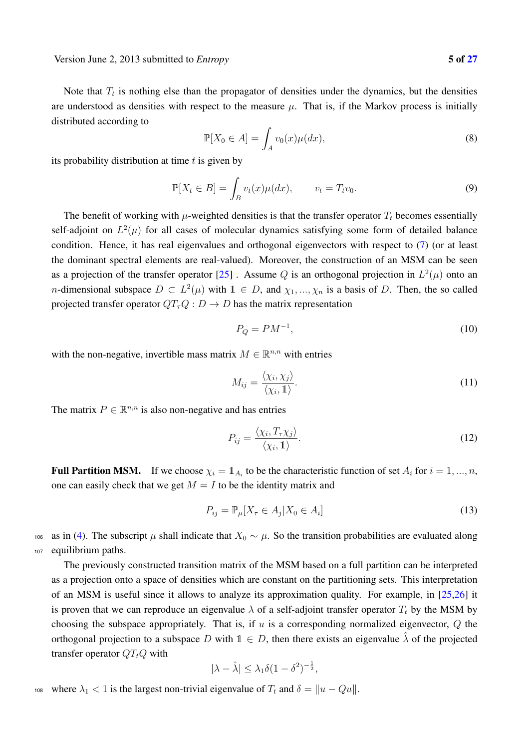Note that $T_t$ is nothing else than the propagator of densities under the dynamics, but the densities are understood as densities with respect to the measure $\mu$. That is, if the Markov process is initially distributed according to

$$\mathbb{P}[X_0 \in A] = \int_A v_0(x)\mu(dx), \tag{8}$$

its probability distribution at time $t$ is given by

$$\mathbb{P}[X_t \in B] = \int_B v_t(x)\mu(dx), \qquad v_t = T_t v_0. \tag{9}$$

The benefit of working with $\mu$-weighted densities is that the transfer operator $T_t$ becomes essentially self-adjoint on $L^2(\mu)$ for all cases of molecular dynamics satisfying some form of detailed balance condition. Hence, it has real eigenvalues and orthogonal eigenvectors with respect to (7) (or at least the dominant spectral elements are real-valued). Moreover, the construction of an MSM can be seen as a projection of the transfer operator [25] . Assume $Q$ is an orthogonal projection in $L^2(\mu)$ onto an $n$-dimensional subspace $D \subset L^2(\mu)$ with $\mathbb{1} \in D$, and $\chi_1, ..., \chi_n$ is a basis of $D$. Then, the so called projected transfer operator $QT_\tau Q : D \to D$ has the matrix representation

$$P_Q = PM^{-1}, \tag{10}$$

with the non-negative, invertible mass matrix $M \in \mathbb{R}^{n,n}$ with entries

$$M_{ij} = \frac{\langle \chi_i, \chi_j \rangle}{\langle \chi_i, \mathbb{1} \rangle}. \tag{11}$$

The matrix $P \in \mathbb{R}^{n,n}$ is also non-negative and has entries

$$P_{ij} = \frac{\langle \chi_i, T_\tau \chi_j \rangle}{\langle \chi_i, \mathbb{1} \rangle}. \tag{12}$$

**Full Partition MSM.** If we choose $\chi_i = \mathbb{1}_{A_i}$ to be the characteristic function of set $A_i$ for $i = 1, ..., n$, one can easily check that we get $M = I$ to be the identity matrix and

$$P_{ij} = \mathbb{P}_\mu[X_\tau \in A_j | X_0 \in A_i] \tag{13}$$

as in (4). The subscript $\mu$ shall indicate that $X_0 \sim \mu$. So the transition probabilities are evaluated along equilibrium paths.

The previously constructed transition matrix of the MSM based on a full partition can be interpreted as a projection onto a space of densities which are constant on the partitioning sets. This interpretation of an MSM is useful since it allows to analyze its approximation quality. For example, in [25,26] it is proven that we can reproduce an eigenvalue $\lambda$ of a self-adjoint transfer operator $T_t$ by the MSM by choosing the subspace appropriately. That is, if $u$ is a corresponding normalized eigenvector, $Q$ the orthogonal projection to a subspace $D$ with $\mathbb{1} \in D$, then there exists an eigenvalue $\hat{\lambda}$ of the projected transfer operator $QT_tQ$ with

$$|\lambda - \hat{\lambda}| \leq \lambda_1 \delta (1 - \delta^2)^{-\frac{1}{2}},$$

where $\lambda_1 < 1$ is the largest non-trivial eigenvalue of $T_t$ and $\delta = \|u - Qu\|$.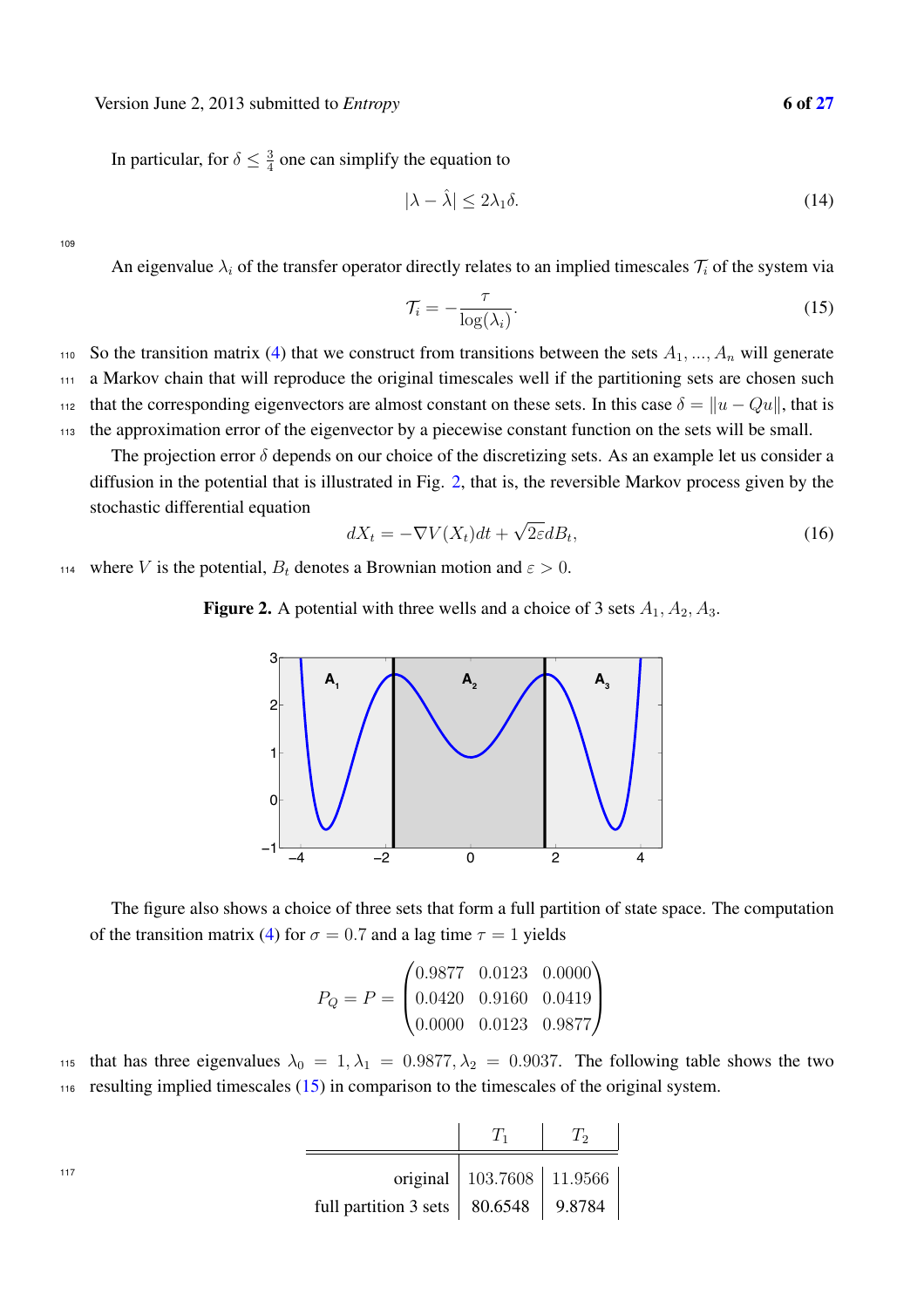In particular, for $\delta \leq \frac{3}{4}$ one can simplify the equation to

$$|\lambda - \hat{\lambda}| \leq 2\lambda_1 \delta. \tag{14}$$

An eigenvalue $\lambda_i$ of the transfer operator directly relates to an implied timescales $\mathcal{T}_i$ of the system via

$$\mathcal{T}_i = -\frac{\tau}{\log(\lambda_i)}. \tag{15}$$

So the transition matrix (4) that we construct from transitions between the sets $A_1, ..., A_n$ will generate a Markov chain that will reproduce the original timescales well if the partitioning sets are chosen such that the corresponding eigenvectors are almost constant on these sets. In this case $\delta = \|u - Qu\|$, that is the approximation error of the eigenvector by a piecewise constant function on the sets will be small.

The projection error $\delta$ depends on our choice of the discretizing sets. As an example let us consider a diffusion in the potential that is illustrated in Fig. 2, that is, the reversible Markov process given by the stochastic differential equation

$$dX_t = -\nabla V(X_t)dt + \sqrt{2\varepsilon}dB_t, \tag{16}$$

where $V$ is the potential, $B_t$ denotes a Brownian motion and $\varepsilon > 0$.

**Figure 2.** A potential with three wells and a choice of 3 sets $A_1, A_2, A_3$.

The figure also shows a choice of three sets that form a full partition of state space. The computation of the transition matrix (4) for $\sigma = 0.7$ and a lag time $\tau = 1$ yields

$$P_Q = P = \begin{pmatrix} 0.9877 & 0.0123 & 0.0000 \\ 0.0420 & 0.9160 & 0.0419 \\ 0.0000 & 0.0123 & 0.9877 \end{pmatrix}$$

that has three eigenvalues $\lambda_0 = 1, \lambda_1 = 0.9877, \lambda_2 = 0.9037$. The following table shows the two resulting implied timescales (15) in comparison to the timescales of the original system.

| | $T_1$ | $T_2$ |
|---|---|---|
| original | 103.7608 | 11.9566 |
| full partition 3 sets | 80.6548 | 9.8784 |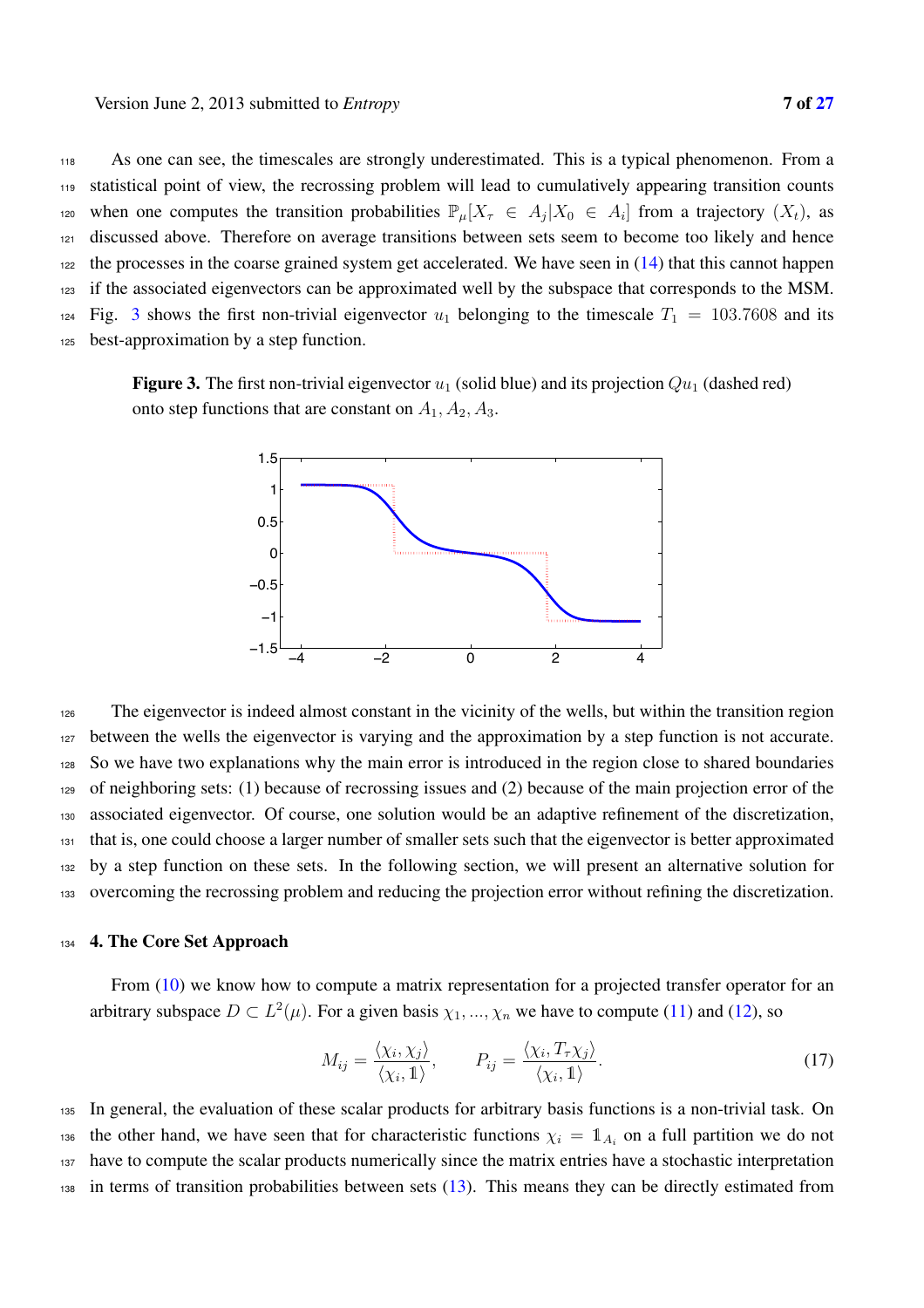As one can see, the timescales are strongly underestimated. This is a typical phenomenon. From a statistical point of view, the recrossing problem will lead to cumulatively appearing transition counts when one computes the transition probabilities $\mathbb{P}_\mu[X_\tau \in A_j | X_0 \in A_i]$ from a trajectory $(X_t)$, as discussed above. Therefore on average transitions between sets seem to become too likely and hence the processes in the coarse grained system get accelerated. We have seen in (14) that this cannot happen if the associated eigenvectors can be approximated well by the subspace that corresponds to the MSM. Fig. 3 shows the first non-trivial eigenvector $u_1$ belonging to the timescale $T_1 = 103.7608$ and its best-approximation by a step function.

**Figure 3.** The first non-trivial eigenvector $u_1$ (solid blue) and its projection $Qu_1$ (dashed red) onto step functions that are constant on $A_1, A_2, A_3$.

The eigenvector is indeed almost constant in the vicinity of the wells, but within the transition region between the wells the eigenvector is varying and the approximation by a step function is not accurate. So we have two explanations why the main error is introduced in the region close to shared boundaries of neighboring sets: (1) because of recrossing issues and (2) because of the main projection error of the associated eigenvector. Of course, one solution would be an adaptive refinement of the discretization, that is, one could choose a larger number of smaller sets such that the eigenvector is better approximated by a step function on these sets. In the following section, we will present an alternative solution for overcoming the recrossing problem and reducing the projection error without refining the discretization.

## 4. The Core Set Approach

From (10) we know how to compute a matrix representation for a projected transfer operator for an arbitrary subspace $D \subset L^2(\mu)$. For a given basis $\chi_1, ..., \chi_n$ we have to compute (11) and (12), so

$$M_{ij} = \frac{\langle \chi_i, \chi_j \rangle}{\langle \chi_i, \mathbb{1} \rangle}, \qquad P_{ij} = \frac{\langle \chi_i, T_\tau \chi_j \rangle}{\langle \chi_i, \mathbb{1} \rangle}. \tag{17}$$

In general, the evaluation of these scalar products for arbitrary basis functions is a non-trivial task. On the other hand, we have seen that for characteristic functions $\chi_i = \mathbb{1}_{A_i}$ on a full partition we do not have to compute the scalar products numerically since the matrix entries have a stochastic interpretation in terms of transition probabilities between sets (13). This means they can be directly estimated from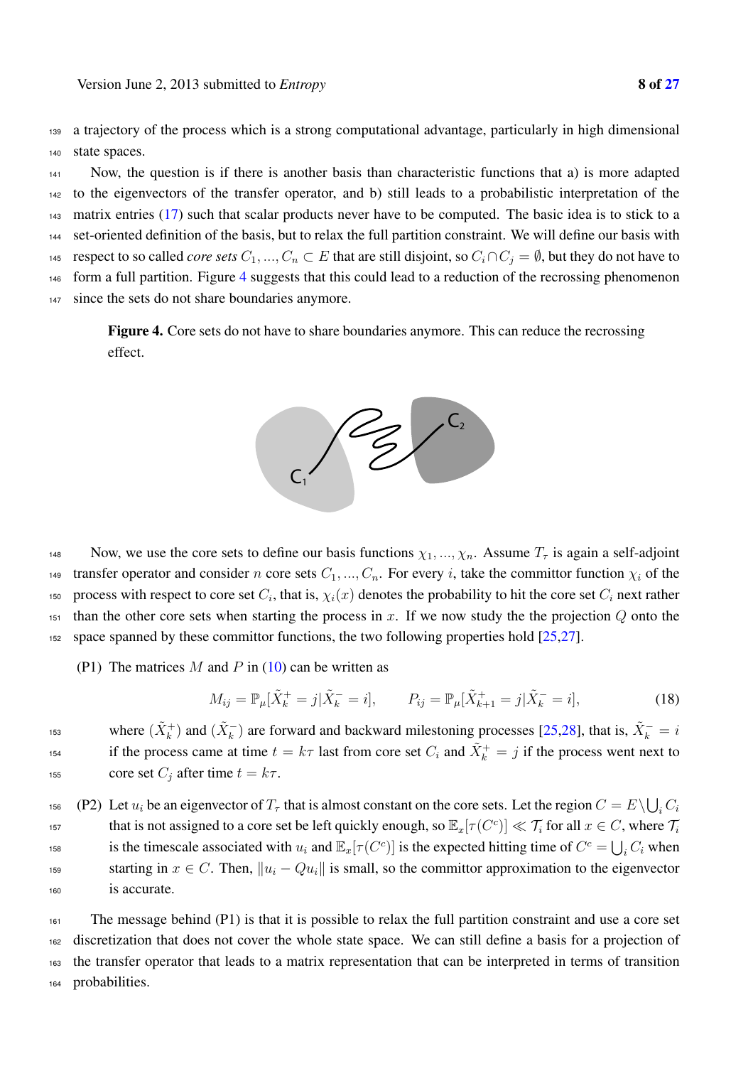a trajectory of the process which is a strong computational advantage, particularly in high dimensional state spaces.

Now, the question is if there is another basis than characteristic functions that a) is more adapted to the eigenvectors of the transfer operator, and b) still leads to a probabilistic interpretation of the matrix entries (17) such that scalar products never have to be computed. The basic idea is to stick to a set-oriented definition of the basis, but to relax the full partition constraint. We will define our basis with respect to so called *core sets* $C_1, ..., C_n \subset E$ that are still disjoint, so $C_i \cap C_j = \emptyset$, but they do not have to form a full partition. Figure 4 suggests that this could lead to a reduction of the recrossing phenomenon since the sets do not share boundaries anymore.

**Figure 4.** Core sets do not have to share boundaries anymore. This can reduce the recrossing effect.

Now, we use the core sets to define our basis functions $\chi_1, ..., \chi_n$. Assume $T_\tau$ is again a self-adjoint transfer operator and consider $n$ core sets $C_1, ..., C_n$. For every $i$, take the committor function $\chi_i$ of the process with respect to core set $C_i$, that is, $\chi_i(x)$ denotes the probability to hit the core set $C_i$ next rather than the other core sets when starting the process in $x$. If we now study the the projection $Q$ onto the space spanned by these committor functions, the two following properties hold [25,27].

(P1) The matrices $M$ and $P$ in (10) can be written as

$$M_{ij} = \mathbb{P}_\mu[\tilde{X}_k^+ = j | \tilde{X}_k^- = i], \qquad P_{ij} = \mathbb{P}_\mu[\tilde{X}_{k+1}^+ = j | \tilde{X}_k^- = i], \tag{18}$$

where $(\tilde{X}_k^+)$ and $(\tilde{X}_k^-)$ are forward and backward milestoning processes [25,28], that is, $\tilde{X}_k^- = i$ if the process came at time $t = k\tau$ last from core set $C_i$ and $\tilde{X}_k^+ = j$ if the process went next to core set $C_j$ after time $t = k\tau$.

(P2) Let $u_i$ be an eigenvector of $T_\tau$ that is almost constant on the core sets. Let the region $C = E \setminus \bigcup_i C_i$ that is not assigned to a core set be left quickly enough, so $\mathbb{E}_x[\tau(C^c)] \ll \mathcal{T}_i$ for all $x \in C$, where $\mathcal{T}_i$ is the timescale associated with $u_i$ and $\mathbb{E}_x[\tau(C^c)]$ is the expected hitting time of $C^c = \bigcup_i C_i$ when starting in $x \in C$. Then, $\|u_i - Qu_i\|$ is small, so the committor approximation to the eigenvector is accurate.

The message behind (P1) is that it is possible to relax the full partition constraint and use a core set discretization that does not cover the whole state space. We can still define a basis for a projection of the transfer operator that leads to a matrix representation that can be interpreted in terms of transition probabilities.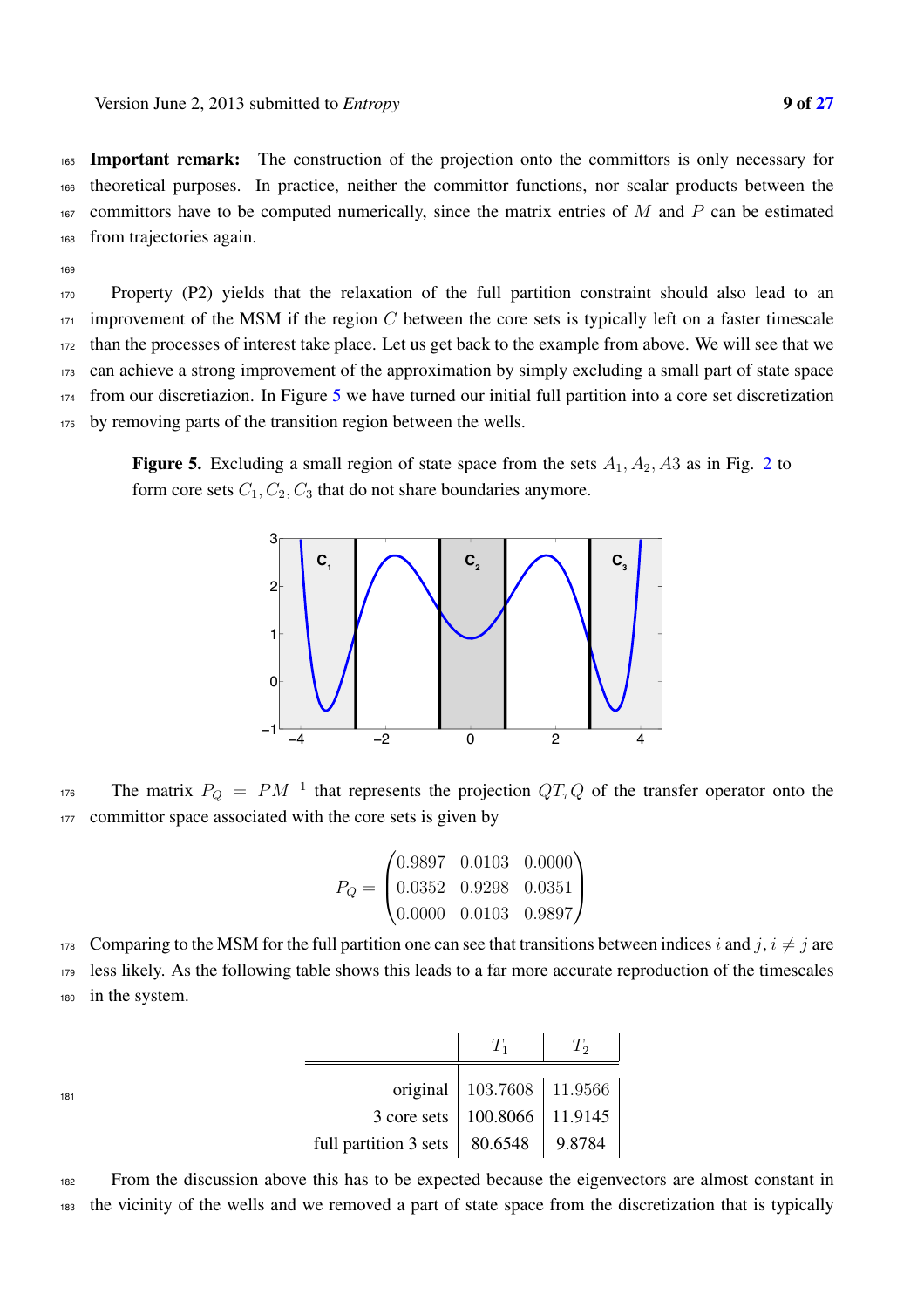**Important remark:** The construction of the projection onto the committors is only necessary for theoretical purposes. In practice, neither the committor functions, nor scalar products between the committors have to be computed numerically, since the matrix entries of $M$ and $P$ can be estimated from trajectories again.

Property (P2) yields that the relaxation of the full partition constraint should also lead to an improvement of the MSM if the region $C$ between the core sets is typically left on a faster timescale than the processes of interest take place. Let us get back to the example from above. We will see that we can achieve a strong improvement of the approximation by simply excluding a small part of state space from our discretiazion. In Figure 5 we have turned our initial full partition into a core set discretization by removing parts of the transition region between the wells.

**Figure 5.** Excluding a small region of state space from the sets $A_1, A_2, A3$ as in Fig. 2 to form core sets $C_1, C_2, C_3$ that do not share boundaries anymore.

The matrix $P_Q = PM^{-1}$ that represents the projection $QT_\tau Q$ of the transfer operator onto the committor space associated with the core sets is given by

$$P_Q = \begin{pmatrix} 0.9897 & 0.0103 & 0.0000 \\ 0.0352 & 0.9298 & 0.0351 \\ 0.0000 & 0.0103 & 0.9897 \end{pmatrix}$$

Comparing to the MSM for the full partition one can see that transitions between indices $i$ and $j, i \neq j$ are less likely. As the following table shows this leads to a far more accurate reproduction of the timescales in the system.

| | $T_1$ | $T_2$ |
|---|---|---|
| original | 103.7608 | 11.9566 |
| 3 core sets | 100.8066 | 11.9145 |
| full partition 3 sets | 80.6548 | 9.8784 |

From the discussion above this has to be expected because the eigenvectors are almost constant in the vicinity of the wells and we removed a part of state space from the discretization that is typically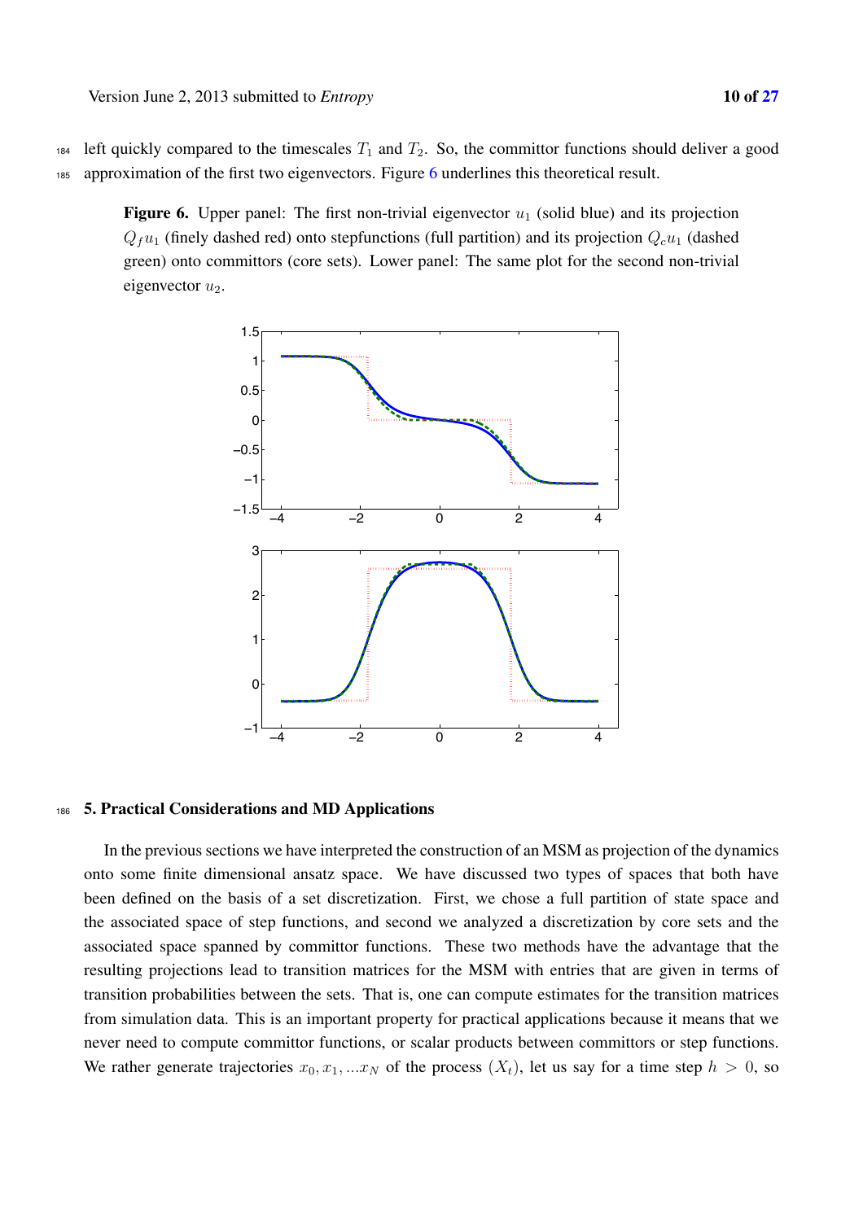left quickly compared to the timescales $T_1$ and $T_2$. So, the committor functions should deliver a good approximation of the first two eigenvectors. Figure 6 underlines this theoretical result.

**Figure 6.** Upper panel: The first non-trivial eigenvector $u_1$ (solid blue) and its projection $Q_f u_1$ (finely dashed red) onto stepfunctions (full partition) and its projection $Q_c u_1$ (dashed green) onto committors (core sets). Lower panel: The same plot for the second non-trivial eigenvector $u_2$.

## 5. Practical Considerations and MD Applications

In the previous sections we have interpreted the construction of an MSM as projection of the dynamics onto some finite dimensional ansatz space. We have discussed two types of spaces that both have been defined on the basis of a set discretization. First, we chose a full partition of state space and the associated space of step functions, and second we analyzed a discretization by core sets and the associated space spanned by committor functions. These two methods have the advantage that the resulting projections lead to transition matrices for the MSM with entries that are given in terms of transition probabilities between the sets. That is, one can compute estimates for the transition matrices from simulation data. This is an important property for practical applications because it means that we never need to compute committor functions, or scalar products between committors or step functions. We rather generate trajectories $x_0, x_1, ...x_N$ of the process $(X_t)$, let us say for a time step $h > 0$, so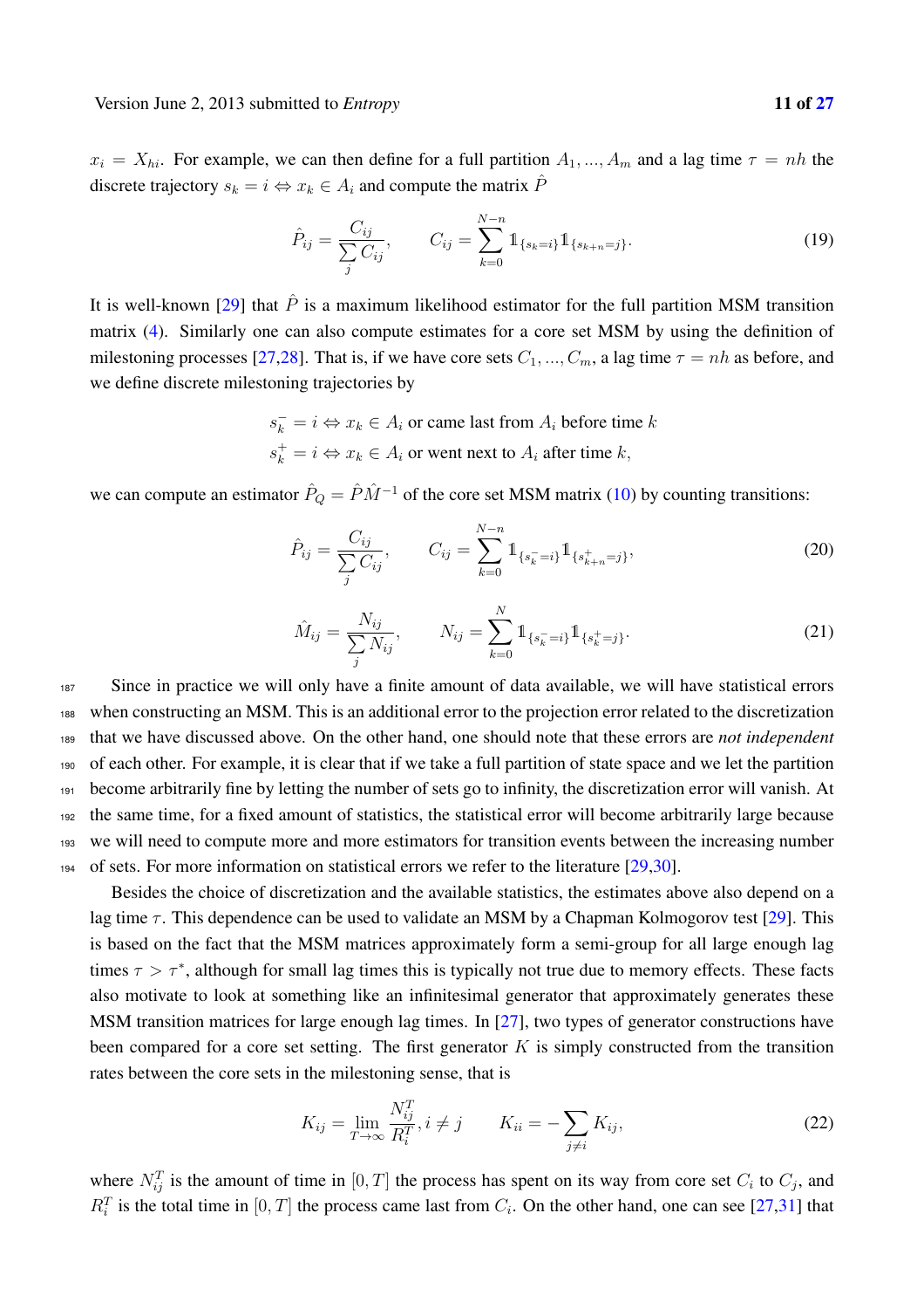$x_i = X_{hi}$. For example, we can then define for a full partition $A_1, ..., A_m$ and a lag time $\tau = nh$ the discrete trajectory $s_k = i \Leftrightarrow x_k \in A_i$ and compute the matrix $\hat{P}$

$$\hat{P}_{ij} = \frac{C_{ij}}{\sum_j C_{ij}}, \qquad C_{ij} = \sum_{k=0}^{N-n} \mathbb{1}_{\{s_k = i\}} \mathbb{1}_{\{s_{k+n} = j\}}. \tag{19}$$

It is well-known [29] that $\hat{P}$ is a maximum likelihood estimator for the full partition MSM transition matrix (4). Similarly one can also compute estimates for a core set MSM by using the definition of milestoning processes [27,28]. That is, if we have core sets $C_1, ..., C_m$, a lag time $\tau = nh$ as before, and we define discrete milestoning trajectories by

$$s_k^- = i \Leftrightarrow x_k \in A_i \text{ or came last from } A_i \text{ before time } k$$
$$s_k^+ = i \Leftrightarrow x_k \in A_i \text{ or went next to } A_i \text{ after time } k,$$

we can compute an estimator $\hat{P}_Q = \hat{P}\hat{M}^{-1}$ of the core set MSM matrix (10) by counting transitions:

$$\hat{P}_{ij} = \frac{C_{ij}}{\sum_j C_{ij}}, \qquad C_{ij} = \sum_{k=0}^{N-n} \mathbb{1}_{\{s_k^- = i\}} \mathbb{1}_{\{s_{k+n}^+ = j\}}, \tag{20}$$

$$\hat{M}_{ij} = \frac{N_{ij}}{\sum_j N_{ij}}, \qquad N_{ij} = \sum_{k=0}^{N} \mathbb{1}_{\{s_k^- = i\}} \mathbb{1}_{\{s_k^+ = j\}}. \tag{21}$$

Since in practice we will only have a finite amount of data available, we will have statistical errors when constructing an MSM. This is an additional error to the projection error related to the discretization that we have discussed above. On the other hand, one should note that these errors are *not independent* of each other. For example, it is clear that if we take a full partition of state space and we let the partition become arbitrarily fine by letting the number of sets go to infinity, the discretization error will vanish. At the same time, for a fixed amount of statistics, the statistical error will become arbitrarily large because we will need to compute more and more estimators for transition events between the increasing number of sets. For more information on statistical errors we refer to the literature [29,30].

Besides the choice of discretization and the available statistics, the estimates above also depend on a lag time $\tau$. This dependence can be used to validate an MSM by a Chapman Kolmogorov test [29]. This is based on the fact that the MSM matrices approximately form a semi-group for all large enough lag times $\tau > \tau^*$, although for small lag times this is typically not true due to memory effects. These facts also motivate to look at something like an infinitesimal generator that approximately generates these MSM transition matrices for large enough lag times. In [27], two types of generator constructions have been compared for a core set setting. The first generator $K$ is simply constructed from the transition rates between the core sets in the milestoning sense, that is

$$K_{ij} = \lim_{T \to \infty} \frac{N_{ij}^T}{R_i^T}, i \neq j \qquad K_{ii} = -\sum_{j \neq i} K_{ij}, \tag{22}$$

where $N_{ij}^T$ is the amount of time in $[0, T]$ the process has spent on its way from core set $C_i$ to $C_j$, and $R_i^T$ is the total time in $[0, T]$ the process came last from $C_i$. On the other hand, one can see [27,31] that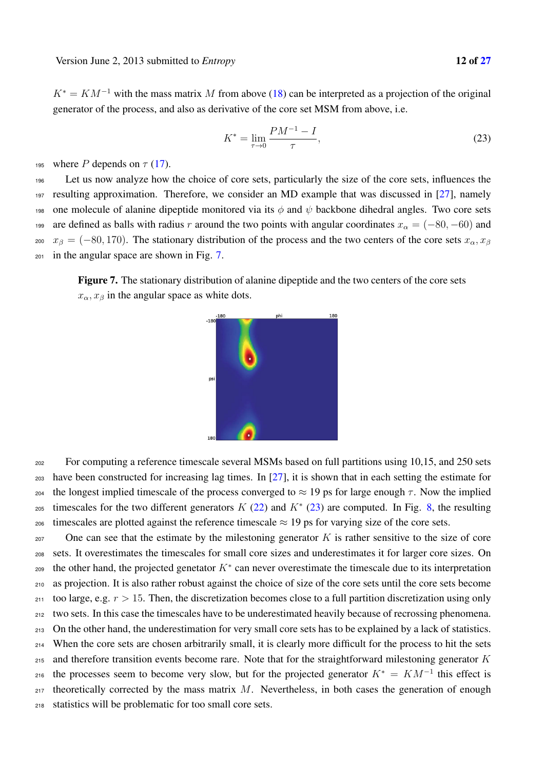$K^* = KM^{-1}$ with the mass matrix $M$ from above (18) can be interpreted as a projection of the original generator of the process, and also as derivative of the core set MSM from above, i.e.

$$K^* = \lim_{\tau \to 0} \frac{PM^{-1} - I}{\tau}, \tag{23}$$

where $P$ depends on $\tau$ (17).

Let us now analyze how the choice of core sets, particularly the size of the core sets, influences the resulting approximation. Therefore, we consider an MD example that was discussed in [27], namely one molecule of alanine dipeptide monitored via its $\phi$ and $\psi$ backbone dihedral angles. Two core sets are defined as balls with radius $r$ around the two points with angular coordinates $x_\alpha = (-80, -60)$ and $x_\beta = (-80, 170)$. The stationary distribution of the process and the two centers of the core sets $x_\alpha, x_\beta$ in the angular space are shown in Fig. 7.

**Figure 7.** The stationary distribution of alanine dipeptide and the two centers of the core sets $x_\alpha, x_\beta$ in the angular space as white dots.

For computing a reference timescale several MSMs based on full partitions using 10,15, and 250 sets have been constructed for increasing lag times. In [27], it is shown that in each setting the estimate for the longest implied timescale of the process converged to $\approx 19$ ps for large enough $\tau$. Now the implied timescales for the two different generators $K$ (22) and $K^*$ (23) are computed. In Fig. 8, the resulting timescales are plotted against the reference timescale $\approx 19$ ps for varying size of the core sets.

One can see that the estimate by the milestoning generator $K$ is rather sensitive to the size of core sets. It overestimates the timescales for small core sizes and underestimates it for larger core sizes. On the other hand, the projected genetator $K^*$ can never overestimate the timescale due to its interpretation as projection. It is also rather robust against the choice of size of the core sets until the core sets become too large, e.g. $r > 15$. Then, the discretization becomes close to a full partition discretization using only two sets. In this case the timescales have to be underestimated heavily because of recrossing phenomena. On the other hand, the underestimation for very small core sets has to be explained by a lack of statistics. When the core sets are chosen arbitrarily small, it is clearly more difficult for the process to hit the sets and therefore transition events become rare. Note that for the straightforward milestoning generator $K$ the processes seem to become very slow, but for the projected generator $K^* = KM^{-1}$ this effect is theoretically corrected by the mass matrix $M$. Nevertheless, in both cases the generation of enough statistics will be problematic for too small core sets.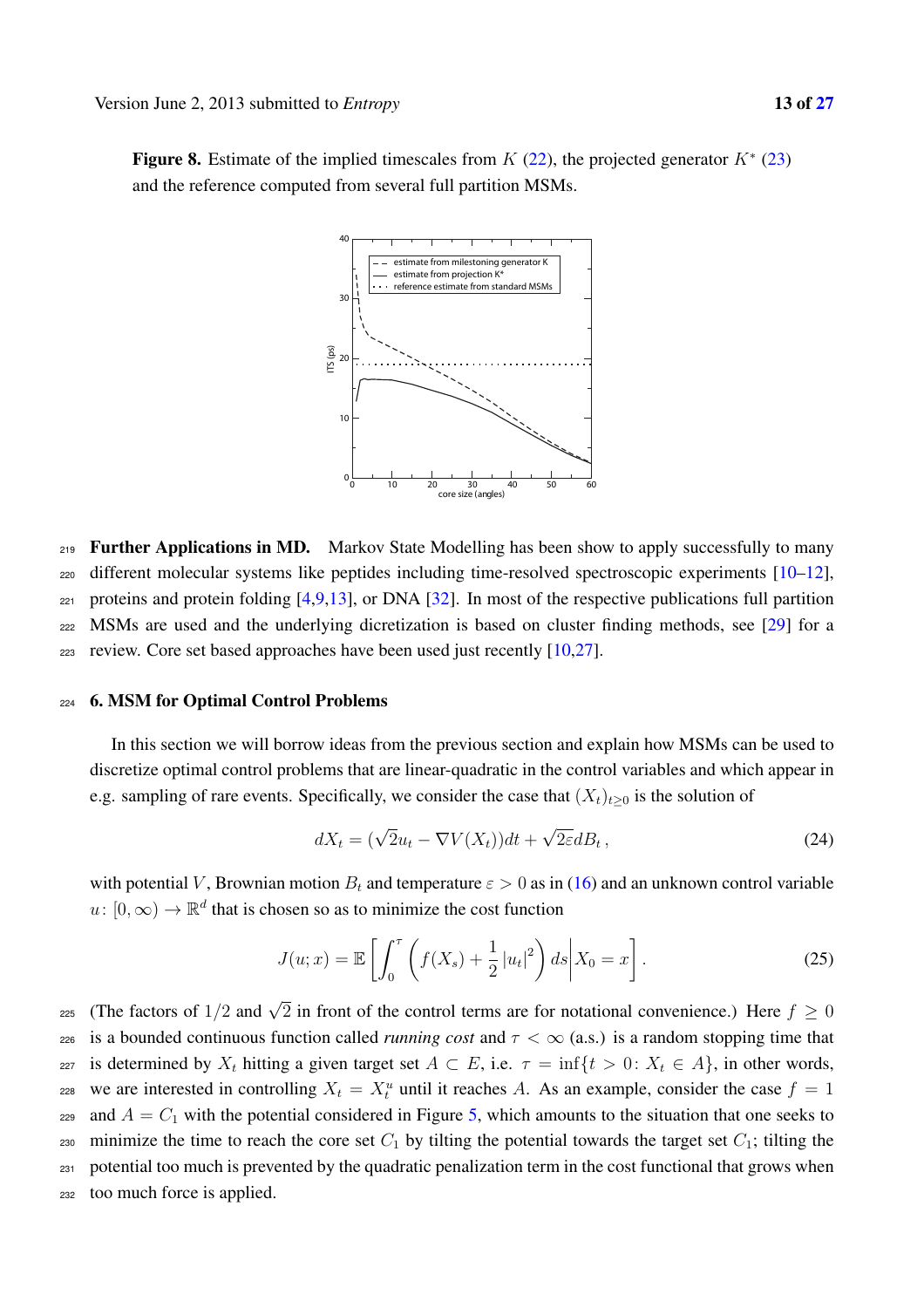**Figure 8.** Estimate of the implied timescales from $K$ (22), the projected generator $K^*$ (23) and the reference computed from several full partition MSMs.

**Further Applications in MD.** Markov State Modelling has been show to apply successfully to many different molecular systems like peptides including time-resolved spectroscopic experiments [10–12], proteins and protein folding [4,9,13], or DNA [32]. In most of the respective publications full partition MSMs are used and the underlying dicretization is based on cluster finding methods, see [29] for a review. Core set based approaches have been used just recently [10,27].

## 6. MSM for Optimal Control Problems

In this section we will borrow ideas from the previous section and explain how MSMs can be used to discretize optimal control problems that are linear-quadratic in the control variables and which appear in e.g. sampling of rare events. Specifically, we consider the case that $(X_t)_{t\geq 0}$ is the solution of

$$dX_t = (\sqrt{2}u_t - \nabla V(X_t))dt + \sqrt{2\varepsilon}dB_t\,, \tag{24}$$

with potential $V$, Brownian motion $B_t$ and temperature $\varepsilon > 0$ as in (16) and an unknown control variable $u\colon [0,\infty) \to \mathbb{R}^d$ that is chosen so as to minimize the cost function

$$J(u;x) = \mathbb{E}\left[\int_0^\tau \left(f(X_s) + \frac{1}{2}|u_t|^2\right) ds \middle| X_0 = x\right]. \tag{25}$$

(The factors of $1/2$ and $\sqrt{2}$ in front of the control terms are for notational convenience.) Here $f \geq 0$ is a bounded continuous function called *running cost* and $\tau < \infty$ (a.s.) is a random stopping time that is determined by $X_t$ hitting a given target set $A \subset E$, i.e. $\tau = \inf\{t > 0\colon X_t \in A\}$, in other words, we are interested in controlling $X_t = X_t^u$ until it reaches $A$. As an example, consider the case $f = 1$ and $A = C_1$ with the potential considered in Figure 5, which amounts to the situation that one seeks to minimize the time to reach the core set $C_1$ by tilting the potential towards the target set $C_1$; tilting the potential too much is prevented by the quadratic penalization term in the cost functional that grows when too much force is applied.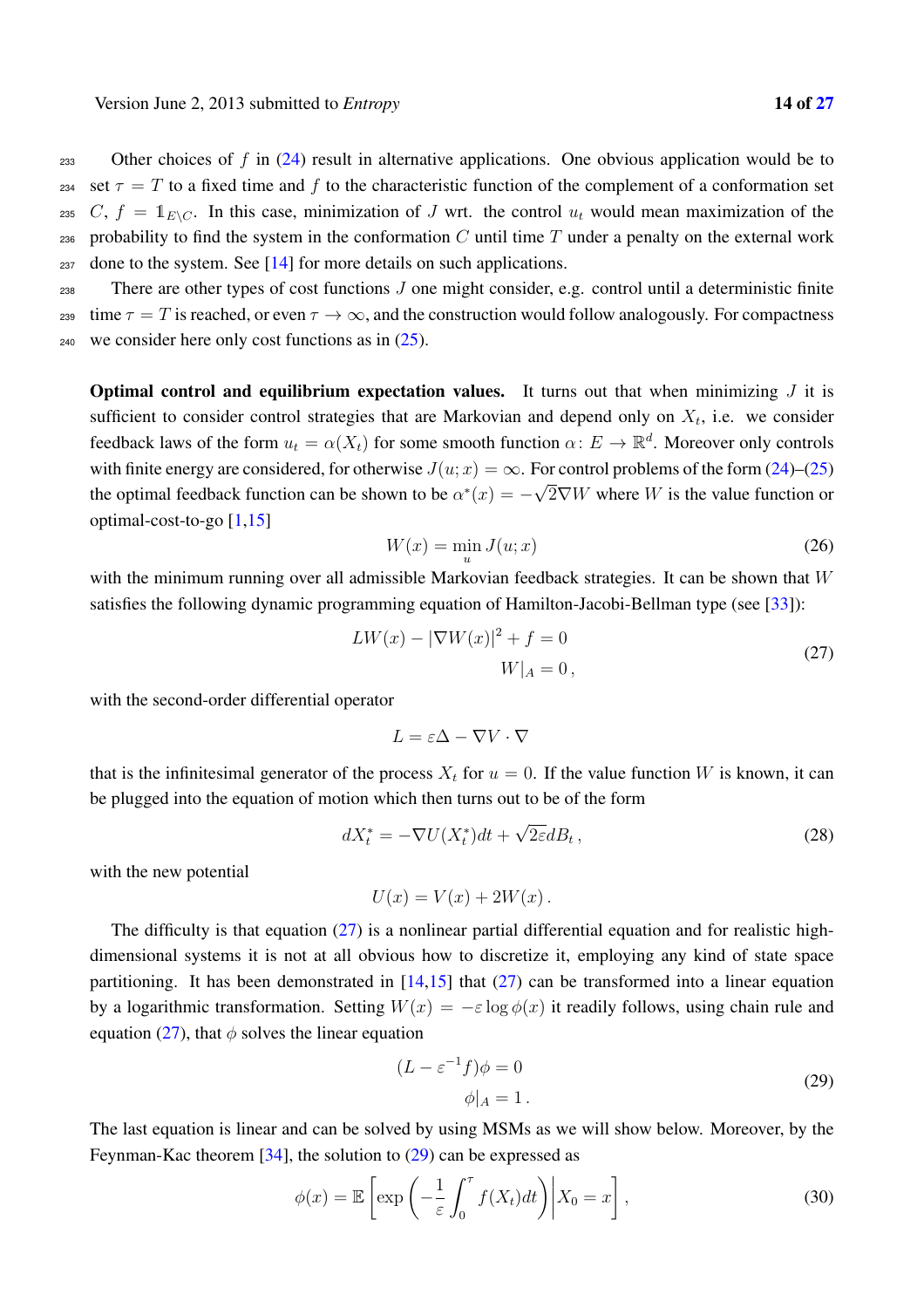Other choices of $f$ in (24) result in alternative applications. One obvious application would be to set $\tau = T$ to a fixed time and $f$ to the characteristic function of the complement of a conformation set $C$, $f = \mathbb{1}_{E\setminus C}$. In this case, minimization of $J$ wrt. the control $u_t$ would mean maximization of the probability to find the system in the conformation $C$ until time $T$ under a penalty on the external work done to the system. See [14] for more details on such applications.

There are other types of cost functions $J$ one might consider, e.g. control until a deterministic finite time $\tau = T$ is reached, or even $\tau \to \infty$, and the construction would follow analogously. For compactness we consider here only cost functions as in (25).

**Optimal control and equilibrium expectation values.** It turns out that when minimizing $J$ it is sufficient to consider control strategies that are Markovian and depend only on $X_t$, i.e. we consider feedback laws of the form $u_t = \alpha(X_t)$ for some smooth function $\alpha \colon E \to \mathbb{R}^d$. Moreover only controls with finite energy are considered, for otherwise $J(u;x) = \infty$. For control problems of the form (24)–(25) the optimal feedback function can be shown to be $\alpha^*(x) = -\sqrt{2}\nabla W$ where $W$ is the value function or optimal-cost-to-go [1,15]

$$W(x) = \min_u J(u;x) \tag{26}$$

with the minimum running over all admissible Markovian feedback strategies. It can be shown that $W$ satisfies the following dynamic programming equation of Hamilton-Jacobi-Bellman type (see [33]):

$$\begin{aligned} LW(x) - |\nabla W(x)|^2 + f &= 0 \\ W|_A &= 0\,, \end{aligned} \tag{27}$$

with the second-order differential operator

$$L = \varepsilon\Delta - \nabla V \cdot \nabla$$

that is the infinitesimal generator of the process $X_t$ for $u = 0$. If the value function $W$ is known, it can be plugged into the equation of motion which then turns out to be of the form

$$dX_t^* = -\nabla U(X_t^*)dt + \sqrt{2\varepsilon}dB_t\,, \tag{28}$$

with the new potential

$$U(x) = V(x) + 2W(x)\,.$$

The difficulty is that equation (27) is a nonlinear partial differential equation and for realistic high-dimensional systems it is not at all obvious how to discretize it, employing any kind of state space partitioning. It has been demonstrated in [14,15] that (27) can be transformed into a linear equation by a logarithmic transformation. Setting $W(x) = -\varepsilon \log \phi(x)$ it readily follows, using chain rule and equation (27), that $\phi$ solves the linear equation

$$\begin{aligned} (L - \varepsilon^{-1} f)\phi &= 0 \\ \phi|_A &= 1\,. \end{aligned} \tag{29}$$

The last equation is linear and can be solved by using MSMs as we will show below. Moreover, by the Feynman-Kac theorem [34], the solution to (29) can be expressed as

$$\phi(x) = \mathbb{E}\left[\exp\left(-\frac{1}{\varepsilon}\int_0^\tau f(X_t)dt\right)\middle| X_0 = x\right], \tag{30}$$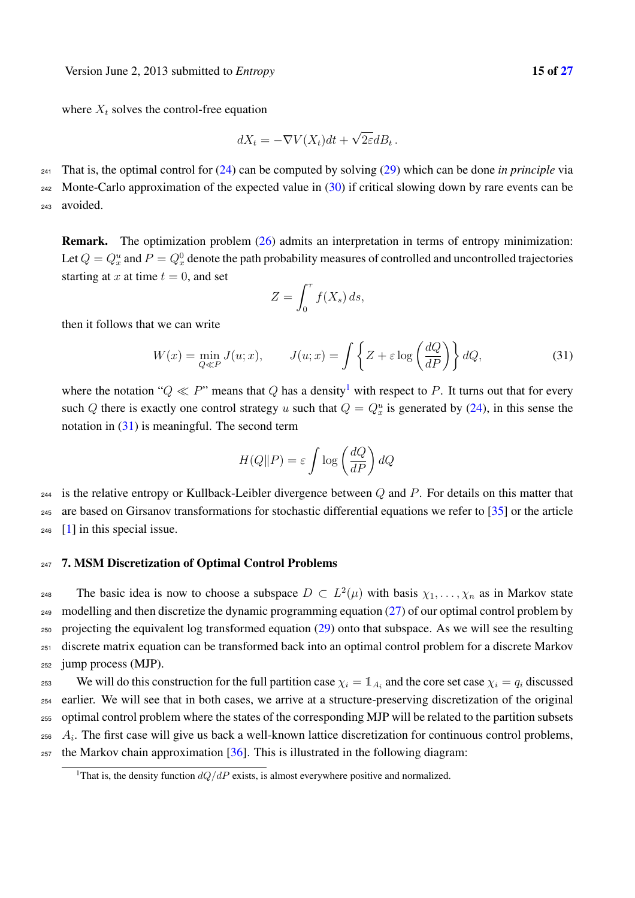where $X_t$ solves the control-free equation

$$dX_t = -\nabla V(X_t)dt + \sqrt{2\varepsilon}dB_t\,.$$

That is, the optimal control for (24) can be computed by solving (29) which can be done *in principle* via Monte-Carlo approximation of the expected value in (30) if critical slowing down by rare events can be avoided.

**Remark.** The optimization problem (26) admits an interpretation in terms of entropy minimization: Let $Q = Q_x^u$ and $P = Q_x^0$ denote the path probability measures of controlled and uncontrolled trajectories starting at $x$ at time $t = 0$, and set

$$Z = \int_0^\tau f(X_s)\,ds,$$

then it follows that we can write

$$W(x) = \min_{Q \ll P} J(u; x), \qquad J(u; x) = \int \left\{ Z + \varepsilon \log\left(\frac{dQ}{dP}\right) \right\} dQ, \tag{31}$$

where the notation "$Q \ll P$" means that $Q$ has a density[1] with respect to $P$. It turns out that for every such $Q$ there is exactly one control strategy $u$ such that $Q = Q_x^u$ is generated by (24), in this sense the notation in (31) is meaningful. The second term

$$H(Q\|P) = \varepsilon \int \log\left(\frac{dQ}{dP}\right) dQ$$

is the relative entropy or Kullback-Leibler divergence between $Q$ and $P$. For details on this matter that are based on Girsanov transformations for stochastic differential equations we refer to [35] or the article [1] in this special issue.

## 7. MSM Discretization of Optimal Control Problems

The basic idea is now to choose a subspace $D \subset L^2(\mu)$ with basis $\chi_1, \ldots, \chi_n$ as in Markov state modelling and then discretize the dynamic programming equation (27) of our optimal control problem by projecting the equivalent log transformed equation (29) onto that subspace. As we will see the resulting discrete matrix equation can be transformed back into an optimal control problem for a discrete Markov jump process (MJP).

We will do this construction for the full partition case $\chi_i = \mathbb{1}_{A_i}$ and the core set case $\chi_i = q_i$ discussed earlier. We will see that in both cases, we arrive at a structure-preserving discretization of the original optimal control problem where the states of the corresponding MJP will be related to the partition subsets $A_i$. The first case will give us back a well-known lattice discretization for continuous control problems, the Markov chain approximation [36]. This is illustrated in the following diagram:

[1] That is, the density function $dQ/dP$ exists, is almost everywhere positive and normalized.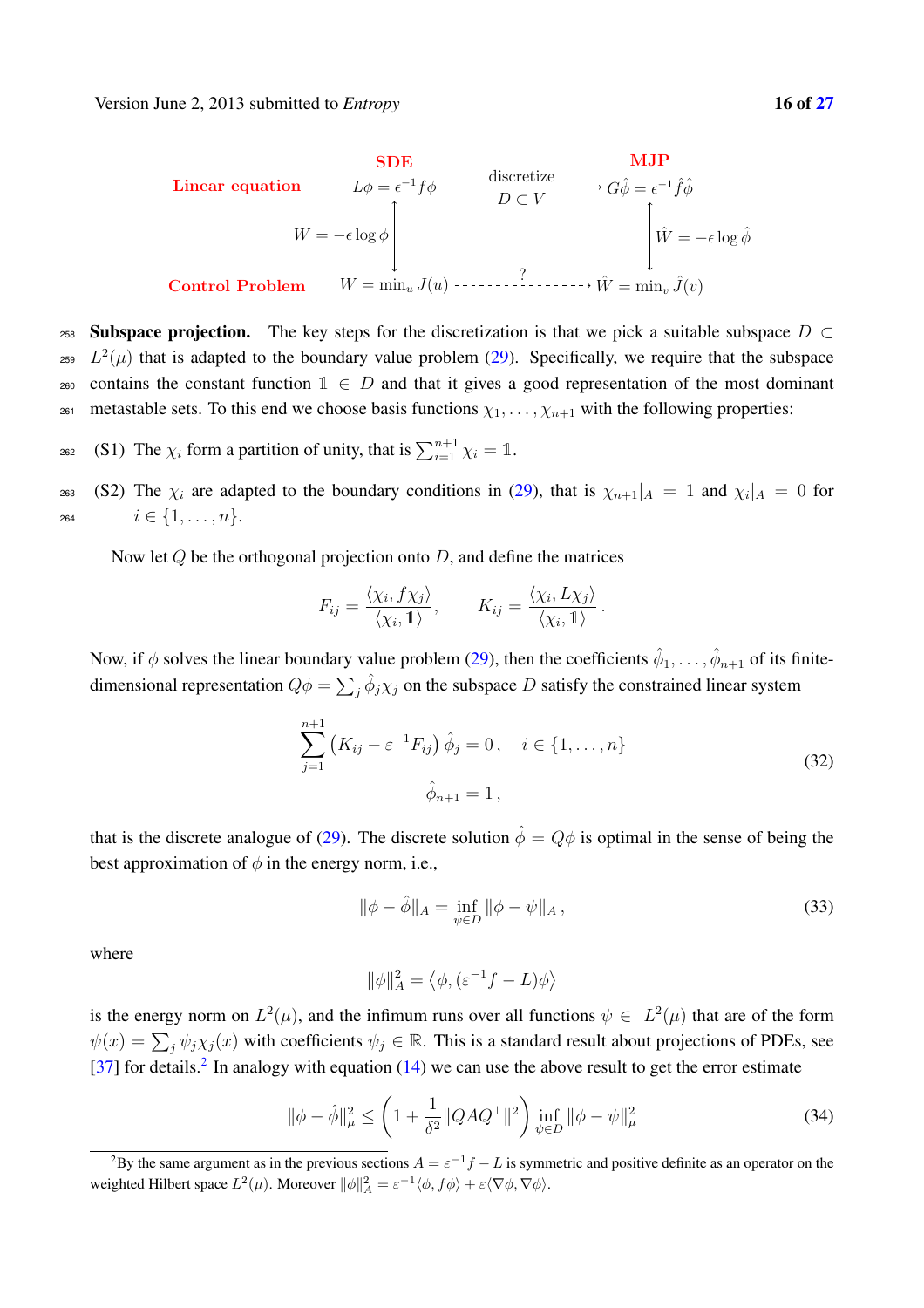| | SDE | | MJP |
|---|---|---|---|
| **Linear equation** | $L\phi = \epsilon^{-1} f \phi$ | discretize $D \subset V$ → | $G\hat{\phi} = \epsilon^{-1} \hat{f} \hat{\phi}$ |
| | $W = -\epsilon \log \phi$ ↕ | | ↕ $\hat{W} = -\epsilon \log \hat{\phi}$ |
| **Control Problem** | $W = \min_u J(u)$ | ? - - - → | $\hat{W} = \min_v \hat{J}(v)$ |

**Subspace projection.** The key steps for the discretization is that we pick a suitable subspace $D \subset L^2(\mu)$ that is adapted to the boundary value problem (29). Specifically, we require that the subspace contains the constant function $\mathbb{1} \in D$ and that it gives a good representation of the most dominant metastable sets. To this end we choose basis functions $\chi_1, \ldots, \chi_{n+1}$ with the following properties:

(S1) The $\chi_i$ form a partition of unity, that is $\sum_{i=1}^{n+1} \chi_i = \mathbb{1}$.

(S2) The $\chi_i$ are adapted to the boundary conditions in (29), that is $\chi_{n+1}|_A = 1$ and $\chi_i|_A = 0$ for $i \in \{1, \ldots, n\}$.

Now let $Q$ be the orthogonal projection onto $D$, and define the matrices

$$F_{ij} = \frac{\langle \chi_i, f \chi_j \rangle}{\langle \chi_i, \mathbb{1} \rangle}, \qquad K_{ij} = \frac{\langle \chi_i, L \chi_j \rangle}{\langle \chi_i, \mathbb{1} \rangle}.$$

Now, if $\phi$ solves the linear boundary value problem (29), then the coefficients $\hat{\phi}_1, \ldots, \hat{\phi}_{n+1}$ of its finite-dimensional representation $Q\phi = \sum_j \hat{\phi}_j \chi_j$ on the subspace $D$ satisfy the constrained linear system

$$\begin{aligned} \sum_{j=1}^{n+1} \left( K_{ij} - \varepsilon^{-1} F_{ij} \right) \hat{\phi}_j = 0\,, \quad i \in \{1, \ldots, n\} \\ \hat{\phi}_{n+1} = 1\,, \end{aligned} \tag{32}$$

that is the discrete analogue of (29). The discrete solution $\hat{\phi} = Q\phi$ is optimal in the sense of being the best approximation of $\phi$ in the energy norm, i.e.,

$$\|\phi - \hat{\phi}\|_A = \inf_{\psi \in D} \|\phi - \psi\|_A\,, \tag{33}$$

where

$$\|\phi\|_A^2 = \left\langle \phi, (\varepsilon^{-1} f - L)\phi \right\rangle$$

is the energy norm on $L^2(\mu)$, and the infimum runs over all functions $\psi \in L^2(\mu)$ that are of the form $\psi(x) = \sum_j \psi_j \chi_j(x)$ with coefficients $\psi_j \in \mathbb{R}$. This is a standard result about projections of PDEs, see [37] for details.[2] In analogy with equation (14) we can use the above result to get the error estimate

$$\|\phi - \hat{\phi}\|_\mu^2 \leq \left( 1 + \frac{1}{\delta^2} \|QAQ^\perp\|^2 \right) \inf_{\psi \in D} \|\phi - \psi\|_\mu^2 \tag{34}$$

[2] By the same argument as in the previous sections $A = \varepsilon^{-1} f - L$ is symmetric and positive definite as an operator on the weighted Hilbert space $L^2(\mu)$. Moreover $\|\phi\|_A^2 = \varepsilon^{-1} \langle \phi, f\phi \rangle + \varepsilon \langle \nabla\phi, \nabla\phi \rangle$.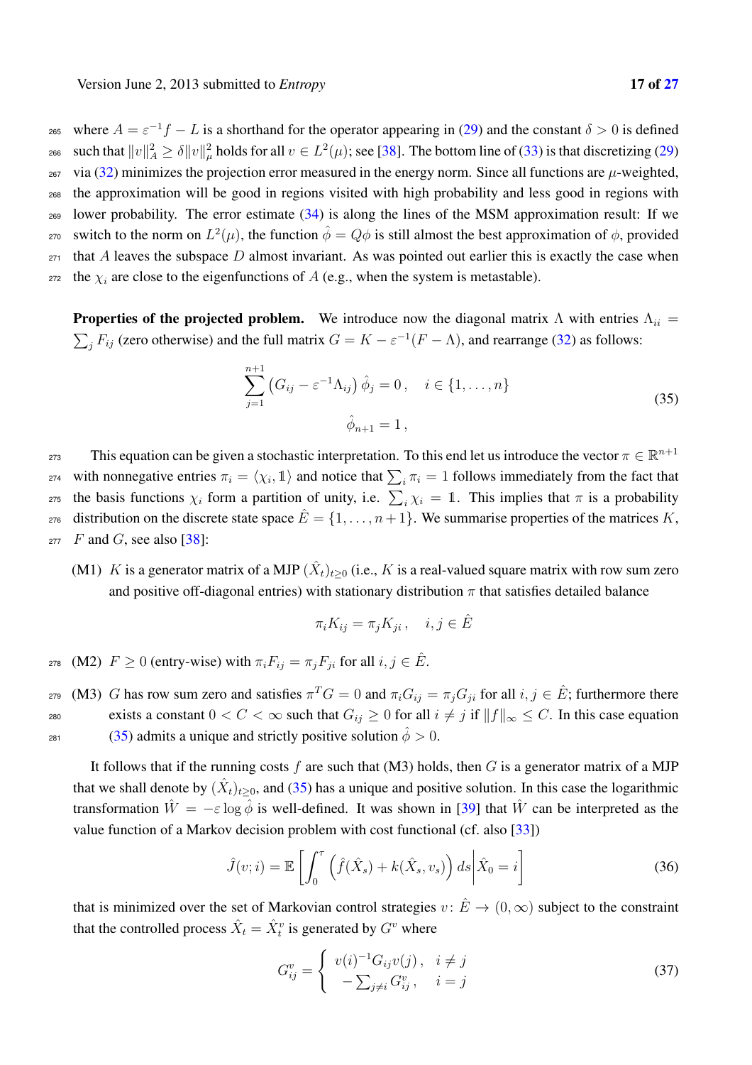where $A = \varepsilon^{-1}f - L$ is a shorthand for the operator appearing in (29) and the constant $\delta > 0$ is defined such that $\|v\|_A^2 \geq \delta \|v\|_\mu^2$ holds for all $v \in L^2(\mu)$; see [38]. The bottom line of (33) is that discretizing (29) via (32) minimizes the projection error measured in the energy norm. Since all functions are $\mu$-weighted, the approximation will be good in regions visited with high probability and less good in regions with lower probability. The error estimate (34) is along the lines of the MSM approximation result: If we switch to the norm on $L^2(\mu)$, the function $\hat{\phi} = Q\phi$ is still almost the best approximation of $\phi$, provided that $A$ leaves the subspace $D$ almost invariant. As was pointed out earlier this is exactly the case when the $\chi_i$ are close to the eigenfunctions of $A$ (e.g., when the system is metastable).

**Properties of the projected problem.** We introduce now the diagonal matrix $\Lambda$ with entries $\Lambda_{ii} = \sum_j F_{ij}$ (zero otherwise) and the full matrix $G = K - \varepsilon^{-1}(F - \Lambda)$, and rearrange (32) as follows:

$$
\begin{aligned}
\sum_{j=1}^{n+1} \left(G_{ij} - \varepsilon^{-1}\Lambda_{ij}\right)\hat{\phi}_j = 0\,, \quad i \in \{1, \ldots, n\} \\
\hat{\phi}_{n+1} = 1\,,
\end{aligned}
\tag{35}
$$

This equation can be given a stochastic interpretation. To this end let us introduce the vector $\pi \in \mathbb{R}^{n+1}$ with nonnegative entries $\pi_i = \langle \chi_i, \mathbb{1}\rangle$ and notice that $\sum_i \pi_i = 1$ follows immediately from the fact that the basis functions $\chi_i$ form a partition of unity, i.e. $\sum_i \chi_i = \mathbb{1}$. This implies that $\pi$ is a probability distribution on the discrete state space $\hat{E} = \{1, \ldots, n+1\}$. We summarise properties of the matrices $K$, $F$ and $G$, see also [38]:

(M1) $K$ is a generator matrix of a MJP $(\hat{X}_t)_{t\geq 0}$ (i.e., $K$ is a real-valued square matrix with row sum zero and positive off-diagonal entries) with stationary distribution $\pi$ that satisfies detailed balance

$$
\pi_i K_{ij} = \pi_j K_{ji}\,, \quad i, j \in \hat{E}
$$

(M2) $F \geq 0$ (entry-wise) with $\pi_i F_{ij} = \pi_j F_{ji}$ for all $i, j \in \hat{E}$.

(M3) $G$ has row sum zero and satisfies $\pi^T G = 0$ and $\pi_i G_{ij} = \pi_j G_{ji}$ for all $i, j \in \hat{E}$; furthermore there exists a constant $0 < C < \infty$ such that $G_{ij} \geq 0$ for all $i \neq j$ if $\|f\|_\infty \leq C$. In this case equation (35) admits a unique and strictly positive solution $\hat{\phi} > 0$.

It follows that if the running costs $f$ are such that (M3) holds, then $G$ is a generator matrix of a MJP that we shall denote by $(\hat{X}_t)_{t\geq 0}$, and (35) has a unique and positive solution. In this case the logarithmic transformation $\hat{W} = -\varepsilon \log \hat{\phi}$ is well-defined. It was shown in [39] that $\hat{W}$ can be interpreted as the value function of a Markov decision problem with cost functional (cf. also [33])

$$
\hat{J}(v; i) = \mathbb{E}\left[\int_0^\tau \left(\hat{f}(\hat{X}_s) + k(\hat{X}_s, v_s)\right) ds \middle| \hat{X}_0 = i\right]
\tag{36}
$$

that is minimized over the set of Markovian control strategies $v\colon \hat{E} \to (0, \infty)$ subject to the constraint that the controlled process $\hat{X}_t = \hat{X}_t^v$ is generated by $G^v$ where

$$
G_{ij}^v = \begin{cases} v(i)^{-1} G_{ij} v(j)\,, & i \neq j \\ -\sum_{j \neq i} G_{ij}^v\,, & i = j \end{cases}
\tag{37}
$$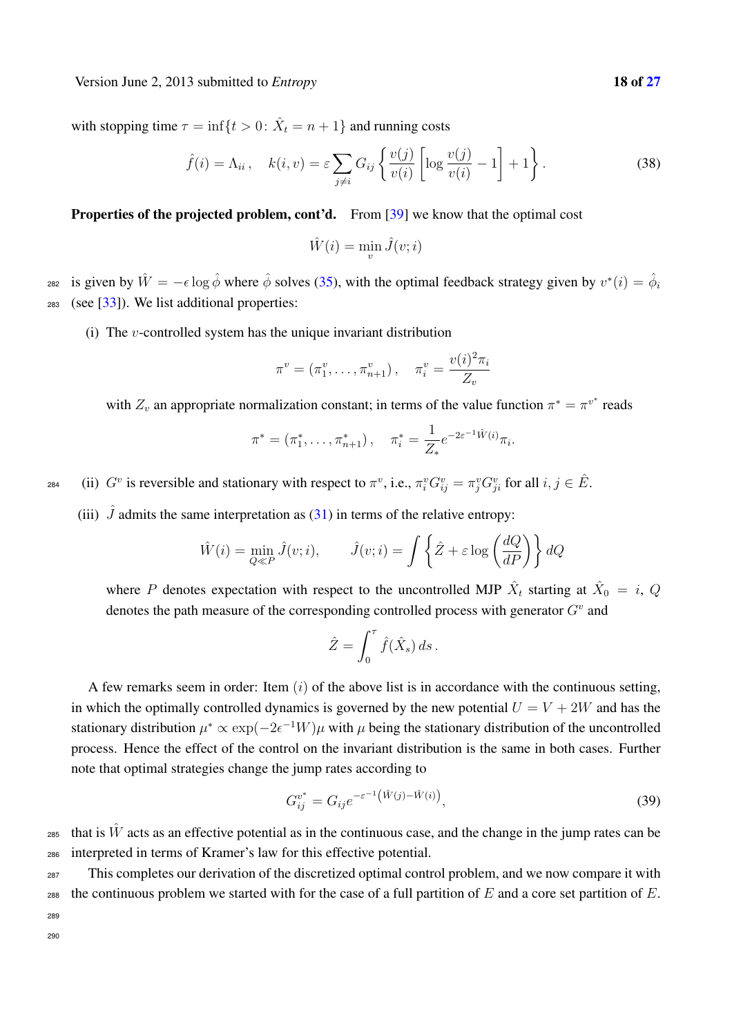with stopping time $\tau = \inf\{t > 0\colon \hat{X}_t = n+1\}$ and running costs

$$\hat{f}(i) = \Lambda_{ii}\,, \quad k(i,v) = \varepsilon \sum_{j \neq i} G_{ij} \left\{ \frac{v(j)}{v(i)} \left[ \log \frac{v(j)}{v(i)} - 1 \right] + 1 \right\}. \tag{38}$$

**Properties of the projected problem, cont'd.** From [39] we know that the optimal cost

$$\hat{W}(i) = \min_v \hat{J}(v; i)$$

is given by $\hat{W} = -\epsilon \log \hat{\phi}$ where $\hat{\phi}$ solves (35), with the optimal feedback strategy given by $v^*(i) = \hat{\phi}_i$ (see [33]). We list additional properties:

(i) The $v$-controlled system has the unique invariant distribution

$$\pi^v = (\pi_1^v, \ldots, \pi_{n+1}^v)\,, \quad \pi_i^v = \frac{v(i)^2 \pi_i}{Z_v}$$

with $Z_v$ an appropriate normalization constant; in terms of the value function $\pi^* = \pi^{v^*}$ reads

$$\pi^* = (\pi_1^*, \ldots, \pi_{n+1}^*)\,, \quad \pi_i^* = \frac{1}{Z_*} e^{-2\varepsilon^{-1}\hat{W}(i)} \pi_i.$$

(ii) $G^v$ is reversible and stationary with respect to $\pi^v$, i.e., $\pi_i^v G_{ij}^v = \pi_j^v G_{ji}^v$ for all $i, j \in \hat{E}$.

(iii) $\hat{J}$ admits the same interpretation as (31) in terms of the relative entropy:

$$\hat{W}(i) = \min_{Q \ll P} \hat{J}(v; i), \qquad \hat{J}(v; i) = \int \left\{ \hat{Z} + \varepsilon \log \left( \frac{dQ}{dP} \right) \right\} dQ$$

where $P$ denotes expectation with respect to the uncontrolled MJP $\hat{X}_t$ starting at $\hat{X}_0 = i$, $Q$ denotes the path measure of the corresponding controlled process with generator $G^v$ and

$$\hat{Z} = \int_0^\tau \hat{f}(\hat{X}_s)\, ds\,.$$

A few remarks seem in order: Item $(i)$ of the above list is in accordance with the continuous setting, in which the optimally controlled dynamics is governed by the new potential $U = V + 2W$ and has the stationary distribution $\mu^* \propto \exp(-2\epsilon^{-1} W)\mu$ with $\mu$ being the stationary distribution of the uncontrolled process. Hence the effect of the control on the invariant distribution is the same in both cases. Further note that optimal strategies change the jump rates according to

$$G_{ij}^{v^*} = G_{ij} e^{-\varepsilon^{-1}\left(\hat{W}(j) - \hat{W}(i)\right)}, \tag{39}$$

that is $\hat{W}$ acts as an effective potential as in the continuous case, and the change in the jump rates can be interpreted in terms of Kramer's law for this effective potential.

This completes our derivation of the discretized optimal control problem, and we now compare it with the continuous problem we started with for the case of a full partition of $E$ and a core set partition of $E$.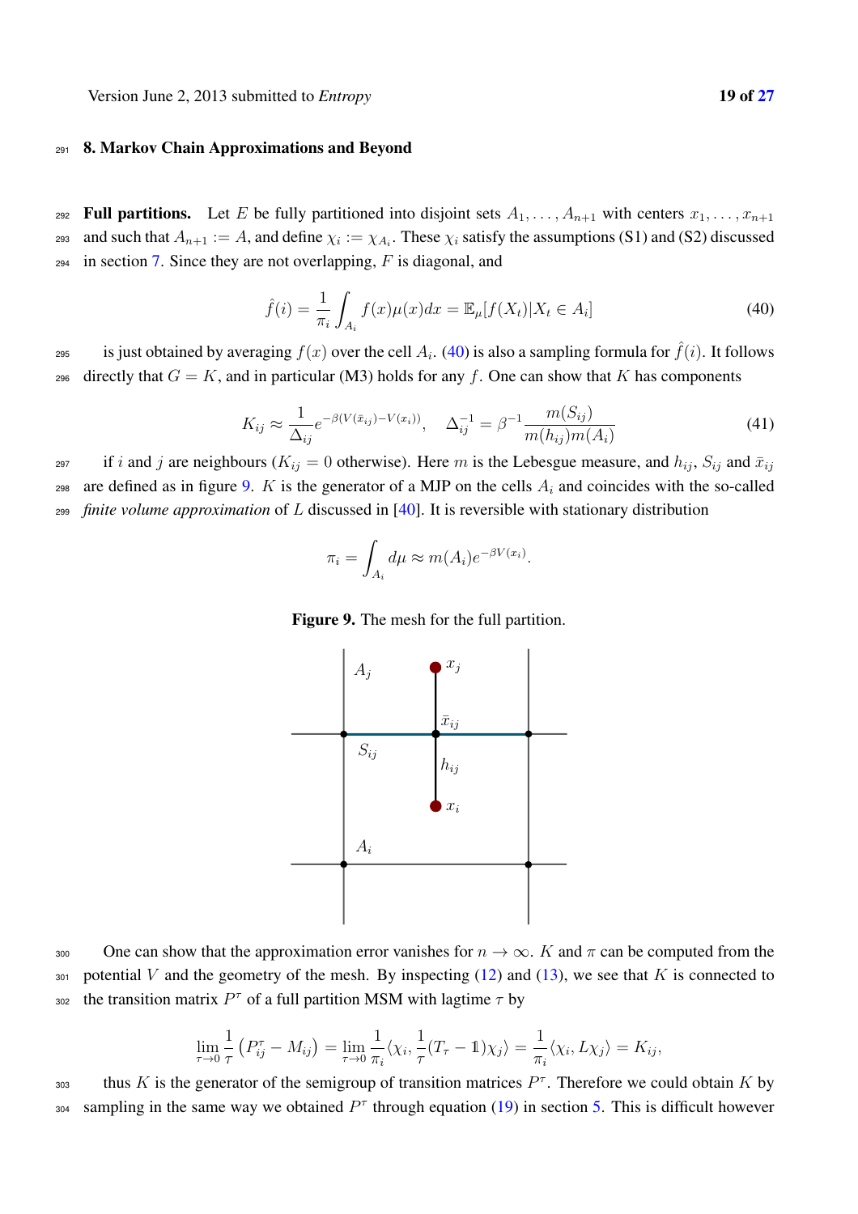## 8. Markov Chain Approximations and Beyond

**Full partitions.** Let $E$ be fully partitioned into disjoint sets $A_1, \ldots, A_{n+1}$ with centers $x_1, \ldots, x_{n+1}$ and such that $A_{n+1} := A$, and define $\chi_i := \chi_{A_i}$. These $\chi_i$ satisfy the assumptions (S1) and (S2) discussed in section 7. Since they are not overlapping, $F$ is diagonal, and

$$\hat{f}(i) = \frac{1}{\pi_i} \int_{A_i} f(x)\mu(x)dx = \mathbb{E}_\mu[f(X_t)|X_t \in A_i] \tag{40}$$

is just obtained by averaging $f(x)$ over the cell $A_i$. (40) is also a sampling formula for $\hat{f}(i)$. It follows directly that $G = K$, and in particular (M3) holds for any $f$. One can show that $K$ has components

$$K_{ij} \approx \frac{1}{\Delta_{ij}} e^{-\beta(V(\bar{x}_{ij}) - V(x_i))}, \quad \Delta_{ij}^{-1} = \beta^{-1} \frac{m(S_{ij})}{m(h_{ij})m(A_i)} \tag{41}$$

if $i$ and $j$ are neighbours ($K_{ij} = 0$ otherwise). Here $m$ is the Lebesgue measure, and $h_{ij}$, $S_{ij}$ and $\bar{x}_{ij}$ are defined as in figure 9. $K$ is the generator of a MJP on the cells $A_i$ and coincides with the so-called *finite volume approximation* of $L$ discussed in [40]. It is reversible with stationary distribution

$$\pi_i = \int_{A_i} d\mu \approx m(A_i)e^{-\beta V(x_i)}.$$

**Figure 9.** The mesh for the full partition.

One can show that the approximation error vanishes for $n \to \infty$. $K$ and $\pi$ can be computed from the potential $V$ and the geometry of the mesh. By inspecting (12) and (13), we see that $K$ is connected to the transition matrix $P^\tau$ of a full partition MSM with lagtime $\tau$ by

$$\lim_{\tau \to 0} \frac{1}{\tau} \left( P_{ij}^\tau - M_{ij} \right) = \lim_{\tau \to 0} \frac{1}{\pi_i} \langle \chi_i, \frac{1}{\tau}(T_\tau - \mathbb{1})\chi_j \rangle = \frac{1}{\pi_i} \langle \chi_i, L\chi_j \rangle = K_{ij},$$

thus $K$ is the generator of the semigroup of transition matrices $P^\tau$. Therefore we could obtain $K$ by sampling in the same way we obtained $P^\tau$ through equation (19) in section 5. This is difficult however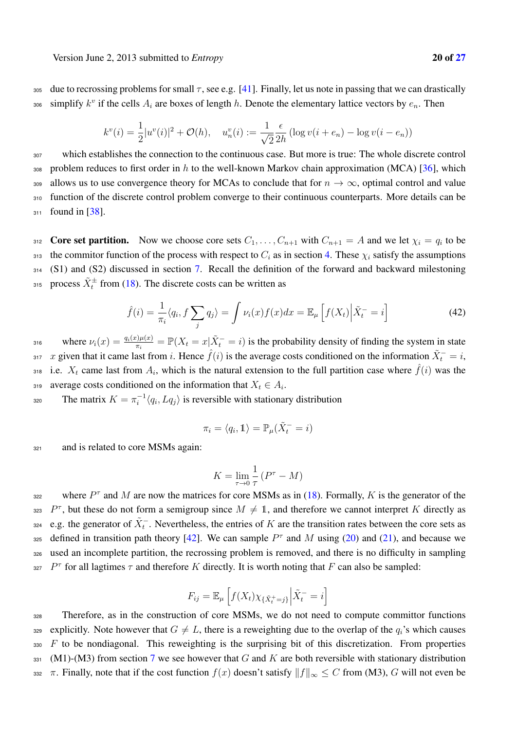due to recrossing problems for small $\tau$, see e.g. [41]. Finally, let us note in passing that we can drastically simplify $k^v$ if the cells $A_i$ are boxes of length $h$. Denote the elementary lattice vectors by $e_n$. Then

$$k^v(i) = \frac{1}{2}|u^v(i)|^2 + \mathcal{O}(h), \quad u_n^v(i) := \frac{1}{\sqrt{2}}\frac{\epsilon}{2h}\left(\log v(i+e_n) - \log v(i-e_n)\right)$$

which establishes the connection to the continuous case. But more is true: The whole discrete control problem reduces to first order in $h$ to the well-known Markov chain approximation (MCA) [36], which allows us to use convergence theory for MCAs to conclude that for $n \to \infty$, optimal control and value function of the discrete control problem converge to their continuous counterparts. More details can be found in [38].

**Core set partition.** Now we choose core sets $C_1, \ldots, C_{n+1}$ with $C_{n+1} = A$ and we let $\chi_i = q_i$ to be the commitor function of the process with respect to $C_i$ as in section 4. These $\chi_i$ satisfy the assumptions (S1) and (S2) discussed in section 7. Recall the definition of the forward and backward milestoning process $\tilde{X}_t^{\pm}$ from (18). The discrete costs can be written as

$$\hat{f}(i) = \frac{1}{\pi_i}\langle q_i, f\sum_j q_j\rangle = \int \nu_i(x)f(x)dx = \mathbb{E}_\mu\left[f(X_t)\middle|\tilde{X}_t^- = i\right] \tag{42}$$

where $\nu_i(x) = \frac{q_i(x)\mu(x)}{\pi_i} = \mathbb{P}(X_t = x|\tilde{X}_t^- = i)$ is the probability density of finding the system in state $x$ given that it came last from $i$. Hence $\hat{f}(i)$ is the average costs conditioned on the information $\tilde{X}_t^- = i$, i.e. $X_t$ came last from $A_i$, which is the natural extension to the full partition case where $\hat{f}(i)$ was the average costs conditioned on the information that $X_t \in A_i$.

The matrix $K = \pi_i^{-1}\langle q_i, Lq_j\rangle$ is reversible with stationary distribution

$$\pi_i = \langle q_i, \mathbb{1}\rangle = \mathbb{P}_\mu(\tilde{X}_t^- = i)$$

and is related to core MSMs again:

$$K = \lim_{\tau\to 0}\frac{1}{\tau}\left(P^\tau - M\right)$$

where $P^\tau$ and $M$ are now the matrices for core MSMs as in (18). Formally, $K$ is the generator of the $P^\tau$, but these do not form a semigroup since $M \neq \mathbb{1}$, and therefore we cannot interpret $K$ directly as e.g. the generator of $\tilde{X}_t^-$. Nevertheless, the entries of $K$ are the transition rates between the core sets as defined in transition path theory [42]. We can sample $P^\tau$ and $M$ using (20) and (21), and because we used an incomplete partition, the recrossing problem is removed, and there is no difficulty in sampling $P^\tau$ for all lagtimes $\tau$ and therefore $K$ directly. It is worth noting that $F$ can also be sampled:

$$F_{ij} = \mathbb{E}_\mu\left[f(X_t)\chi_{\{\tilde{X}_t^+ = j\}}\middle|\tilde{X}_t^- = i\right]$$

Therefore, as in the construction of core MSMs, we do not need to compute committor functions explicitly. Note however that $G \neq L$, there is a reweighting due to the overlap of the $q_i$'s which causes $F$ to be nondiagonal. This reweighting is the surprising bit of this discretization. From properties (M1)-(M3) from section 7 we see however that $G$ and $K$ are both reversible with stationary distribution $\pi$. Finally, note that if the cost function $f(x)$ doesn't satisfy $\|f\|_\infty \leq C$ from (M3), $G$ will not even be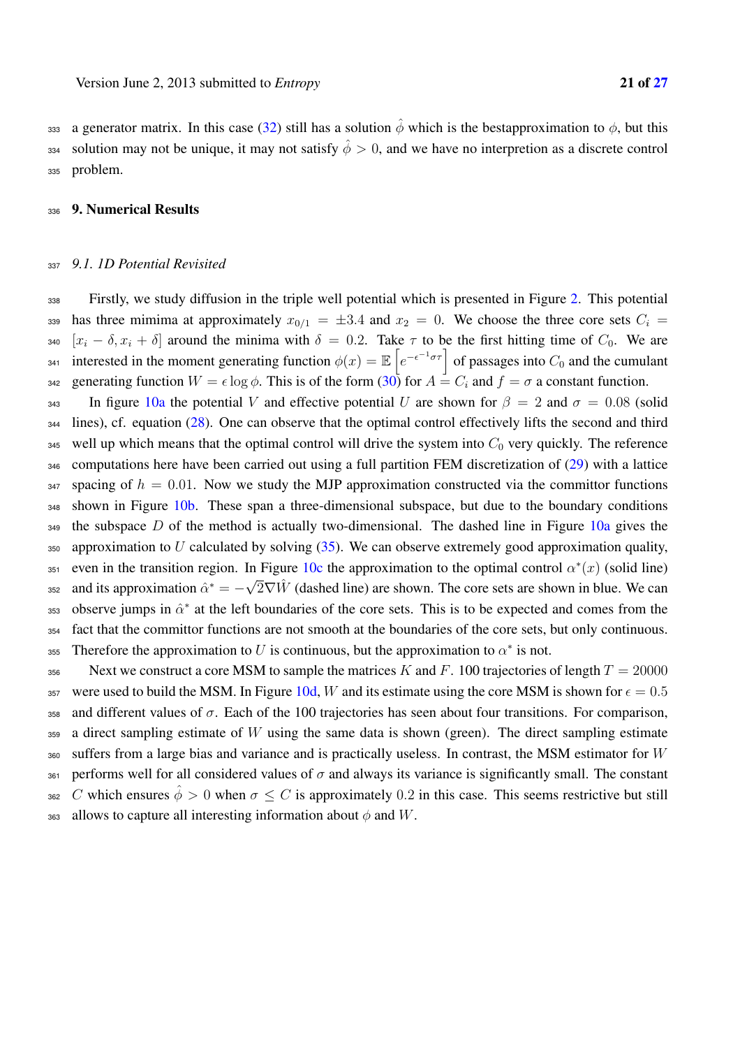a generator matrix. In this case (32) still has a solution $\hat{\phi}$ which is the bestapproximation to $\phi$, but this solution may not be unique, it may not satisfy $\hat{\phi} > 0$, and we have no interpretion as a discrete control problem.

## 9. Numerical Results

### 9.1. 1D Potential Revisited

Firstly, we study diffusion in the triple well potential which is presented in Figure 2. This potential has three mimima at approximately $x_{0/1} = \pm 3.4$ and $x_2 = 0$. We choose the three core sets $C_i = [x_i - \delta, x_i + \delta]$ around the minima with $\delta = 0.2$. Take $\tau$ to be the first hitting time of $C_0$. We are interested in the moment generating function $\phi(x) = \mathbb{E}\left[e^{-\epsilon^{-1}\sigma\tau}\right]$ of passages into $C_0$ and the cumulant generating function $W = \epsilon \log \phi$. This is of the form (30) for $A = C_i$ and $f = \sigma$ a constant function.

In figure 10a the potential $V$ and effective potential $U$ are shown for $\beta = 2$ and $\sigma = 0.08$ (solid lines), cf. equation (28). One can observe that the optimal control effectively lifts the second and third well up which means that the optimal control will drive the system into $C_0$ very quickly. The reference computations here have been carried out using a full partition FEM discretization of (29) with a lattice spacing of $h = 0.01$. Now we study the MJP approximation constructed via the committor functions shown in Figure 10b. These span a three-dimensional subspace, but due to the boundary conditions the subspace $D$ of the method is actually two-dimensional. The dashed line in Figure 10a gives the approximation to $U$ calculated by solving (35). We can observe extremely good approximation quality, even in the transition region. In Figure 10c the approximation to the optimal control $\alpha^*(x)$ (solid line) and its approximation $\hat{\alpha}^* = -\sqrt{2}\nabla\hat{W}$ (dashed line) are shown. The core sets are shown in blue. We can observe jumps in $\hat{\alpha}^*$ at the left boundaries of the core sets. This is to be expected and comes from the fact that the committor functions are not smooth at the boundaries of the core sets, but only continuous. Therefore the approximation to $U$ is continuous, but the approximation to $\alpha^*$ is not.

Next we construct a core MSM to sample the matrices $K$ and $F$. 100 trajectories of length $T = 20000$ were used to build the MSM. In Figure 10d, $W$ and its estimate using the core MSM is shown for $\epsilon = 0.5$ and different values of $\sigma$. Each of the 100 trajectories has seen about four transitions. For comparison, a direct sampling estimate of $W$ using the same data is shown (green). The direct sampling estimate suffers from a large bias and variance and is practically useless. In contrast, the MSM estimator for $W$ performs well for all considered values of $\sigma$ and always its variance is significantly small. The constant $C$ which ensures $\hat{\phi} > 0$ when $\sigma \leq C$ is approximately 0.2 in this case. This seems restrictive but still allows to capture all interesting information about $\phi$ and $W$.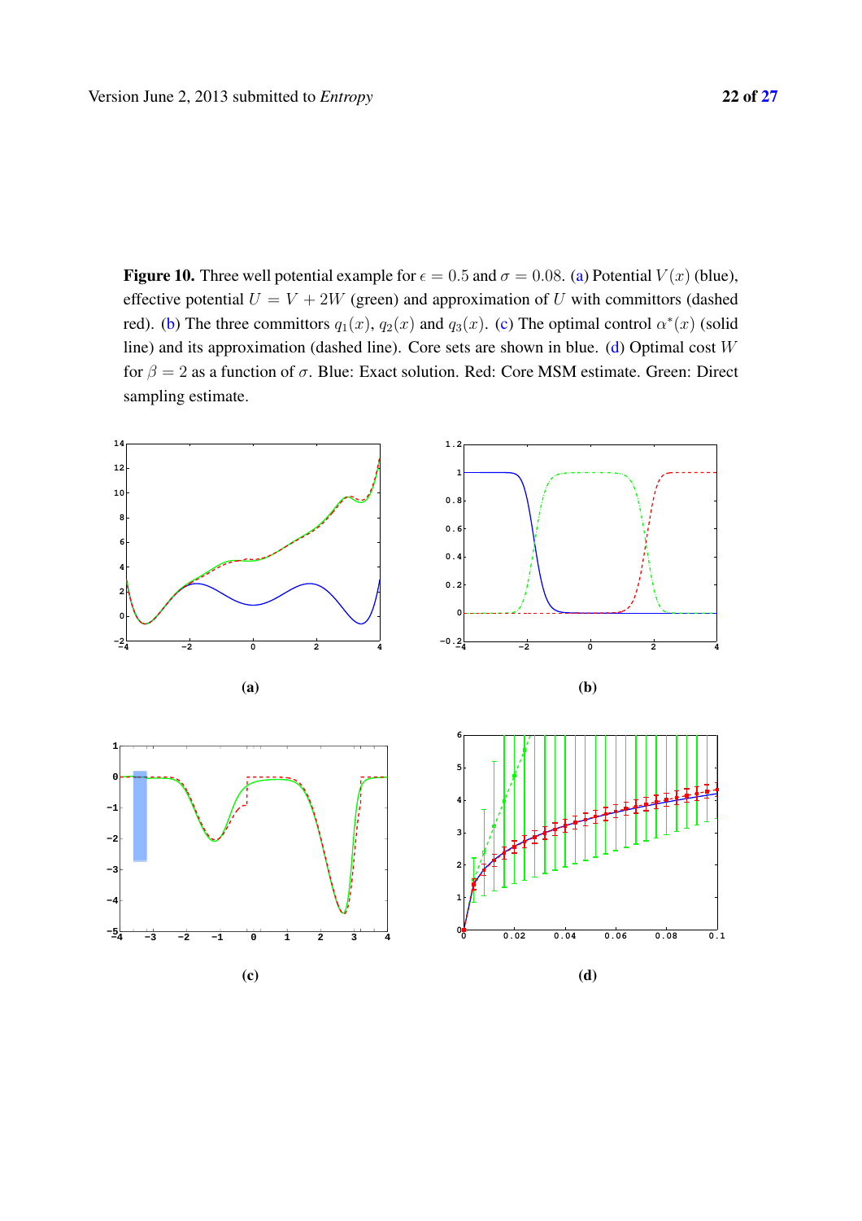**Figure 10.** Three well potential example for $\epsilon = 0.5$ and $\sigma = 0.08$. (a) Potential $V(x)$ (blue), effective potential $U = V + 2W$ (green) and approximation of $U$ with committors (dashed red). (b) The three committors $q_1(x)$, $q_2(x)$ and $q_3(x)$. (c) The optimal control $\alpha^*(x)$ (solid line) and its approximation (dashed line). Core sets are shown in blue. (d) Optimal cost $W$ for $\beta = 2$ as a function of $\sigma$. Blue: Exact solution. Red: Core MSM estimate. Green: Direct sampling estimate.

(a)

(b)

(c)

(d)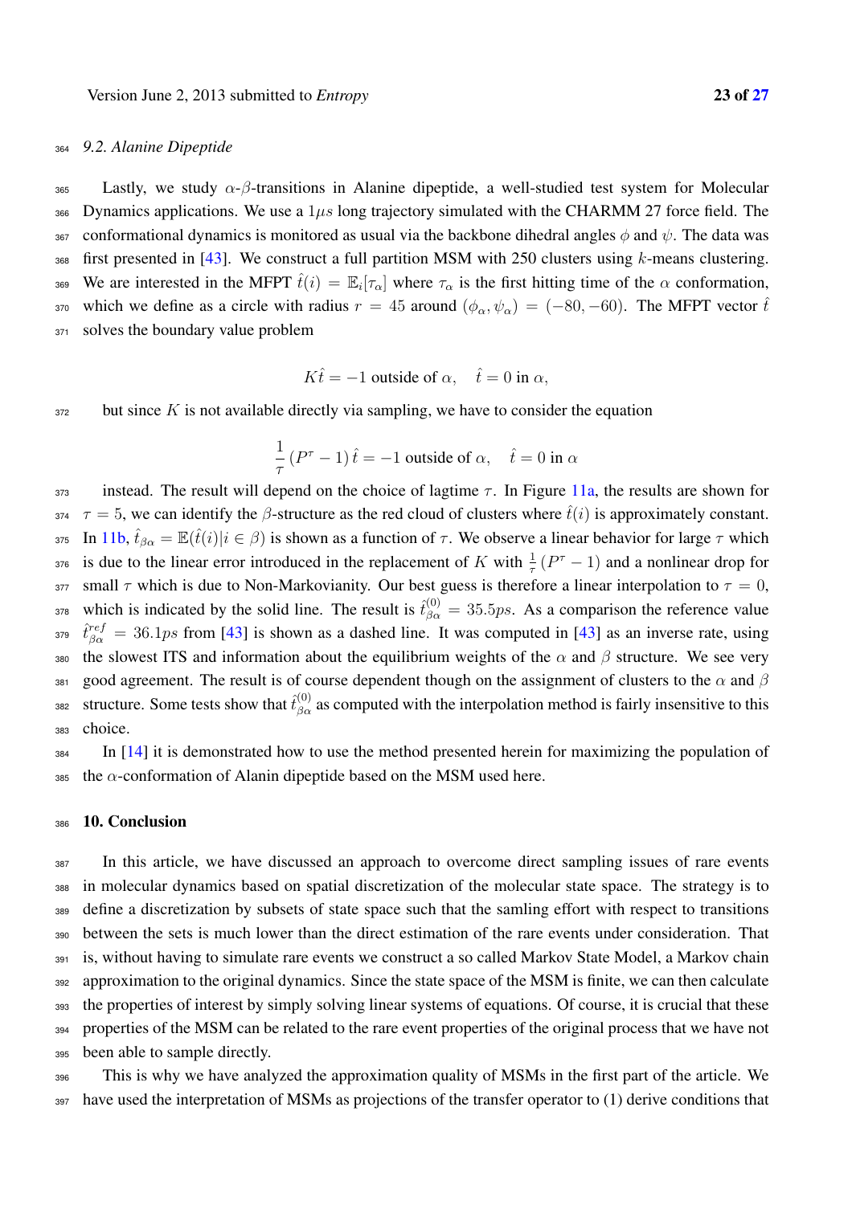### 9.2. Alanine Dipeptide

Lastly, we study $\alpha$-$\beta$-transitions in Alanine dipeptide, a well-studied test system for Molecular Dynamics applications. We use a $1\mu s$ long trajectory simulated with the CHARMM 27 force field. The conformational dynamics is monitored as usual via the backbone dihedral angles $\phi$ and $\psi$. The data was first presented in [43]. We construct a full partition MSM with 250 clusters using $k$-means clustering. We are interested in the MFPT $\hat{t}(i) = \mathbb{E}_i[\tau_\alpha]$ where $\tau_\alpha$ is the first hitting time of the $\alpha$ conformation, which we define as a circle with radius $r = 45$ around $(\phi_\alpha, \psi_\alpha) = (-80, -60)$. The MFPT vector $\hat{t}$ solves the boundary value problem

$$K\hat{t} = -1 \text{ outside of } \alpha, \quad \hat{t} = 0 \text{ in } \alpha,$$

but since $K$ is not available directly via sampling, we have to consider the equation

$$\frac{1}{\tau}\left(P^\tau - 1\right)\hat{t} = -1 \text{ outside of } \alpha, \quad \hat{t} = 0 \text{ in } \alpha$$

instead. The result will depend on the choice of lagtime $\tau$. In Figure 11a, the results are shown for $\tau = 5$, we can identify the $\beta$-structure as the red cloud of clusters where $\hat{t}(i)$ is approximately constant. In 11b, $\hat{t}_{\beta\alpha} = \mathbb{E}(\hat{t}(i)|i \in \beta)$ is shown as a function of $\tau$. We observe a linear behavior for large $\tau$ which is due to the linear error introduced in the replacement of $K$ with $\frac{1}{\tau}\left(P^\tau - 1\right)$ and a nonlinear drop for small $\tau$ which is due to Non-Markovianity. Our best guess is therefore a linear interpolation to $\tau = 0$, which is indicated by the solid line. The result is $\hat{t}^{(0)}_{\beta\alpha} = 35.5ps$. As a comparison the reference value $\hat{t}^{ref}_{\beta\alpha} = 36.1ps$ from [43] is shown as a dashed line. It was computed in [43] as an inverse rate, using the slowest ITS and information about the equilibrium weights of the $\alpha$ and $\beta$ structure. We see very good agreement. The result is of course dependent though on the assignment of clusters to the $\alpha$ and $\beta$ structure. Some tests show that $\hat{t}^{(0)}_{\beta\alpha}$ as computed with the interpolation method is fairly insensitive to this choice.

In [14] it is demonstrated how to use the method presented herein for maximizing the population of the $\alpha$-conformation of Alanin dipeptide based on the MSM used here.

## 10. Conclusion

In this article, we have discussed an approach to overcome direct sampling issues of rare events in molecular dynamics based on spatial discretization of the molecular state space. The strategy is to define a discretization by subsets of state space such that the samling effort with respect to transitions between the sets is much lower than the direct estimation of the rare events under consideration. That is, without having to simulate rare events we construct a so called Markov State Model, a Markov chain approximation to the original dynamics. Since the state space of the MSM is finite, we can then calculate the properties of interest by simply solving linear systems of equations. Of course, it is crucial that these properties of the MSM can be related to the rare event properties of the original process that we have not been able to sample directly.

This is why we have analyzed the approximation quality of MSMs in the first part of the article. We have used the interpretation of MSMs as projections of the transfer operator to (1) derive conditions that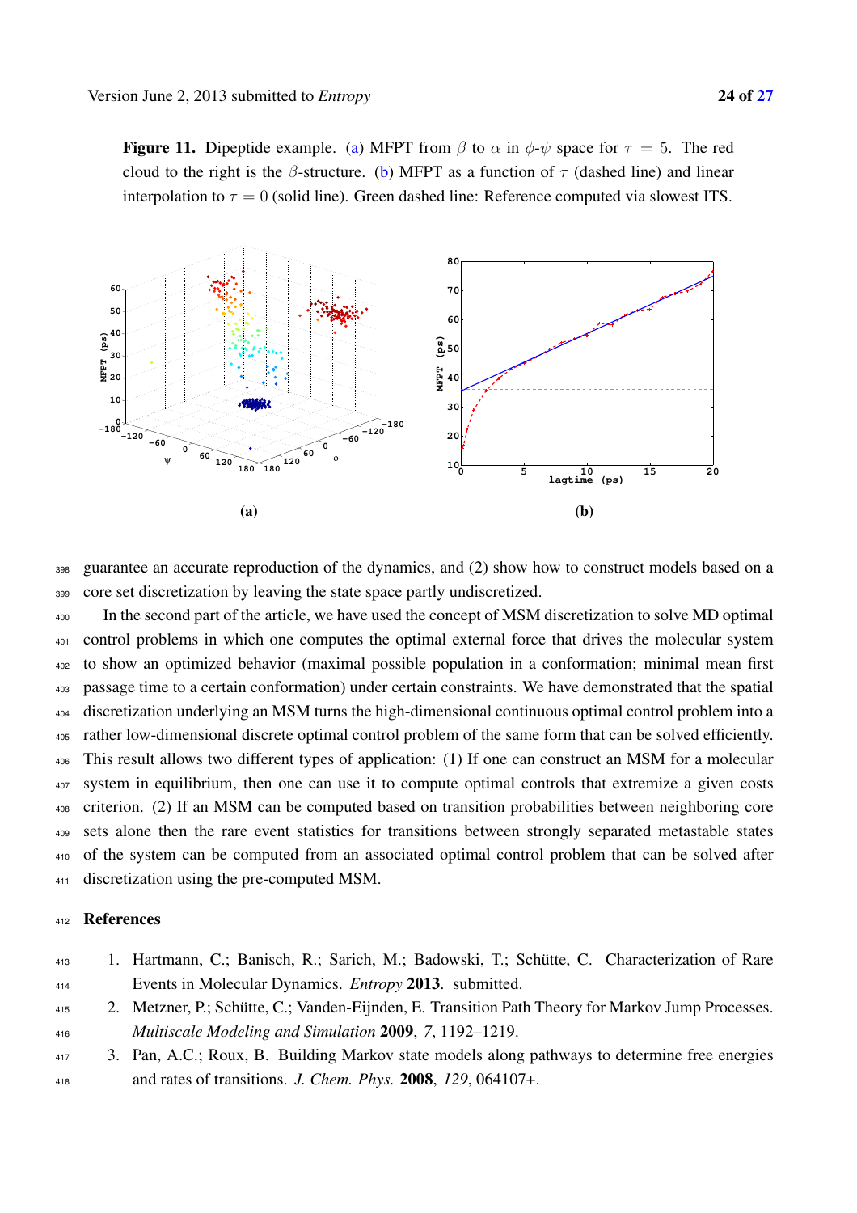**Figure 11.** Dipeptide example. (a) MFPT from $\beta$ to $\alpha$ in $\phi$-$\psi$ space for $\tau = 5$. The red cloud to the right is the $\beta$-structure. (b) MFPT as a function of $\tau$ (dashed line) and linear interpolation to $\tau = 0$ (solid line). Green dashed line: Reference computed via slowest ITS.

guarantee an accurate reproduction of the dynamics, and (2) show how to construct models based on a core set discretization by leaving the state space partly undiscretized.

In the second part of the article, we have used the concept of MSM discretization to solve MD optimal control problems in which one computes the optimal external force that drives the molecular system to show an optimized behavior (maximal possible population in a conformation; minimal mean first passage time to a certain conformation) under certain constraints. We have demonstrated that the spatial discretization underlying an MSM turns the high-dimensional continuous optimal control problem into a rather low-dimensional discrete optimal control problem of the same form that can be solved efficiently. This result allows two different types of application: (1) If one can construct an MSM for a molecular system in equilibrium, then one can use it to compute optimal controls that extremize a given costs criterion. (2) If an MSM can be computed based on transition probabilities between neighboring core sets alone then the rare event statistics for transitions between strongly separated metastable states of the system can be computed from an associated optimal control problem that can be solved after discretization using the pre-computed MSM.

## References

1. Hartmann, C.; Banisch, R.; Sarich, M.; Badowski, T.; Schütte, C. Characterization of Rare Events in Molecular Dynamics. *Entropy* **2013**. submitted.
2. Metzner, P.; Schütte, C.; Vanden-Eijnden, E. Transition Path Theory for Markov Jump Processes. *Multiscale Modeling and Simulation* **2009**, *7*, 1192–1219.
3. Pan, A.C.; Roux, B. Building Markov state models along pathways to determine free energies and rates of transitions. *J. Chem. Phys.* **2008**, *129*, 064107+.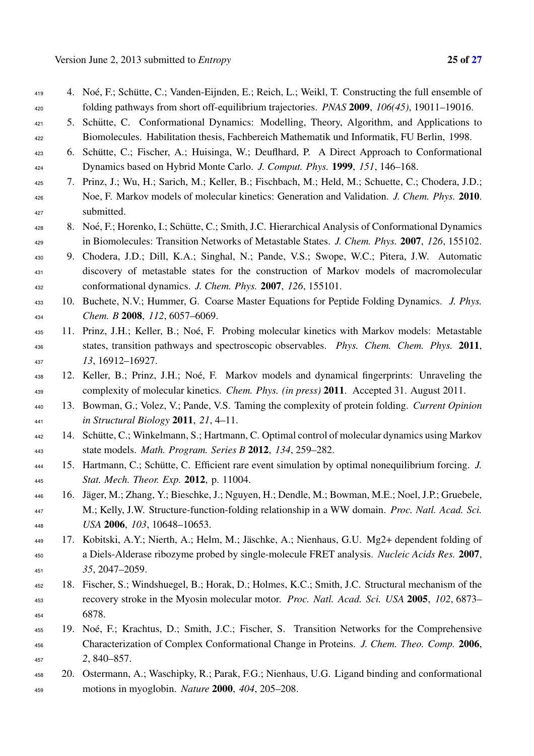4. Noé, F.; Schütte, C.; Vanden-Eijnden, E.; Reich, L.; Weikl, T. Constructing the full ensemble of folding pathways from short off-equilibrium trajectories. *PNAS* **2009**, *106(45)*, 19011–19016.
5. Schütte, C. Conformational Dynamics: Modelling, Theory, Algorithm, and Applications to Biomolecules. Habilitation thesis, Fachbereich Mathematik und Informatik, FU Berlin, 1998.
6. Schütte, C.; Fischer, A.; Huisinga, W.; Deuflhard, P. A Direct Approach to Conformational Dynamics based on Hybrid Monte Carlo. *J. Comput. Phys.* **1999**, *151*, 146–168.
7. Prinz, J.; Wu, H.; Sarich, M.; Keller, B.; Fischbach, M.; Held, M.; Schuette, C.; Chodera, J.D.; Noe, F. Markov models of molecular kinetics: Generation and Validation. *J. Chem. Phys.* **2010**. submitted.
8. Noé, F.; Horenko, I.; Schütte, C.; Smith, J.C. Hierarchical Analysis of Conformational Dynamics in Biomolecules: Transition Networks of Metastable States. *J. Chem. Phys.* **2007**, *126*, 155102.
9. Chodera, J.D.; Dill, K.A.; Singhal, N.; Pande, V.S.; Swope, W.C.; Pitera, J.W. Automatic discovery of metastable states for the construction of Markov models of macromolecular conformational dynamics. *J. Chem. Phys.* **2007**, *126*, 155101.
10. Buchete, N.V.; Hummer, G. Coarse Master Equations for Peptide Folding Dynamics. *J. Phys. Chem. B* **2008**, *112*, 6057–6069.
11. Prinz, J.H.; Keller, B.; Noé, F. Probing molecular kinetics with Markov models: Metastable states, transition pathways and spectroscopic observables. *Phys. Chem. Chem. Phys.* **2011**, *13*, 16912–16927.
12. Keller, B.; Prinz, J.H.; Noé, F. Markov models and dynamical fingerprints: Unraveling the complexity of molecular kinetics. *Chem. Phys. (in press)* **2011**. Accepted 31. August 2011.
13. Bowman, G.; Volez, V.; Pande, V.S. Taming the complexity of protein folding. *Current Opinion in Structural Biology* **2011**, *21*, 4–11.
14. Schütte, C.; Winkelmann, S.; Hartmann, C. Optimal control of molecular dynamics using Markov state models. *Math. Program. Series B* **2012**, *134*, 259–282.
15. Hartmann, C.; Schütte, C. Efficient rare event simulation by optimal nonequilibrium forcing. *J. Stat. Mech. Theor. Exp.* **2012**, p. 11004.
16. Jäger, M.; Zhang, Y.; Bieschke, J.; Nguyen, H.; Dendle, M.; Bowman, M.E.; Noel, J.P.; Gruebele, M.; Kelly, J.W. Structure-function-folding relationship in a WW domain. *Proc. Natl. Acad. Sci. USA* **2006**, *103*, 10648–10653.
17. Kobitski, A.Y.; Nierth, A.; Helm, M.; Jäschke, A.; Nienhaus, G.U. Mg2+ dependent folding of a Diels-Alderase ribozyme probed by single-molecule FRET analysis. *Nucleic Acids Res.* **2007**, *35*, 2047–2059.
18. Fischer, S.; Windshuegel, B.; Horak, D.; Holmes, K.C.; Smith, J.C. Structural mechanism of the recovery stroke in the Myosin molecular motor. *Proc. Natl. Acad. Sci. USA* **2005**, *102*, 6873–6878.
19. Noé, F.; Krachtus, D.; Smith, J.C.; Fischer, S. Transition Networks for the Comprehensive Characterization of Complex Conformational Change in Proteins. *J. Chem. Theo. Comp.* **2006**, *2*, 840–857.
20. Ostermann, A.; Waschipky, R.; Parak, F.G.; Nienhaus, U.G. Ligand binding and conformational motions in myoglobin. *Nature* **2000**, *404*, 205–208.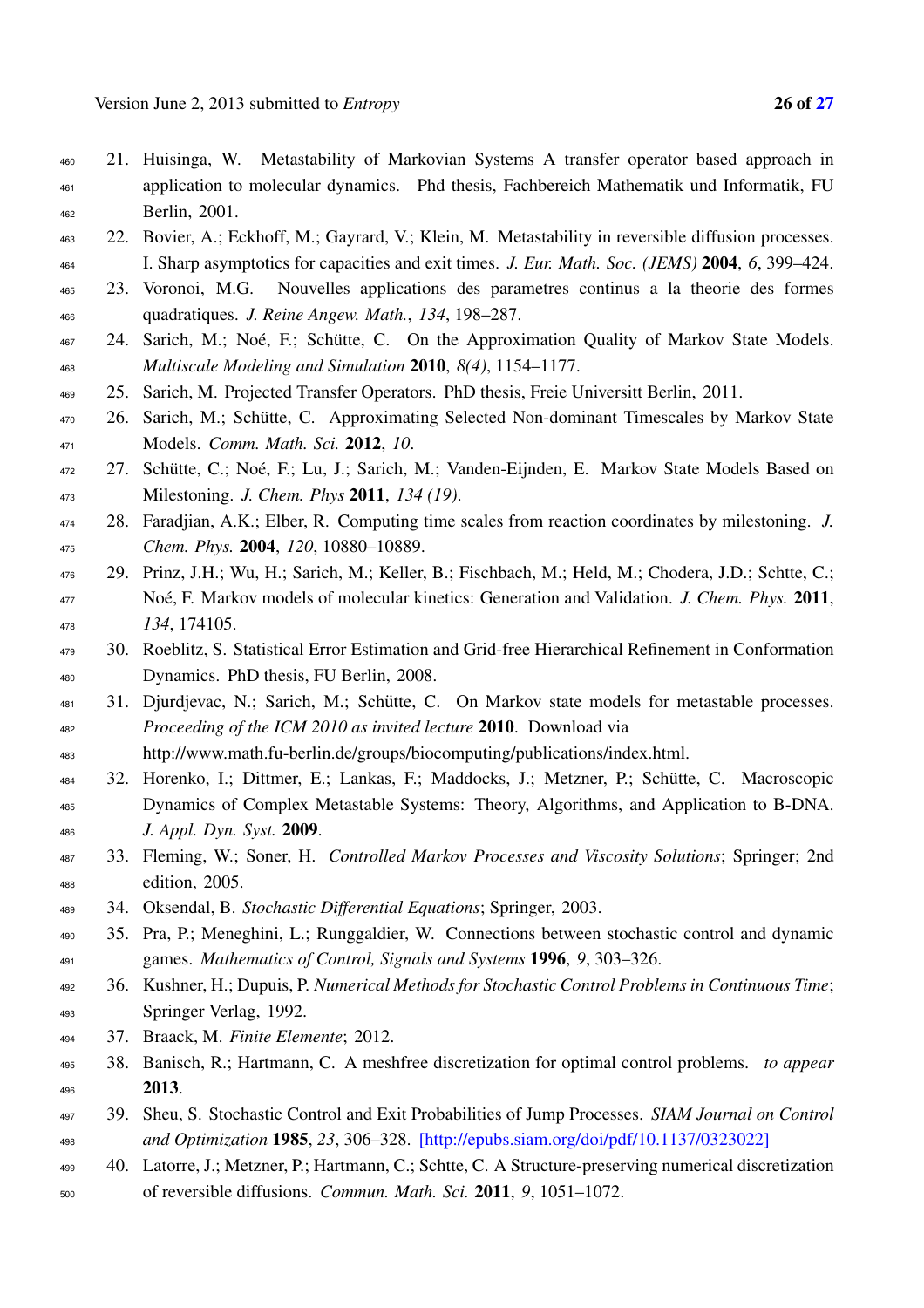21. Huisinga, W. Metastability of Markovian Systems A transfer operator based approach in application to molecular dynamics. Phd thesis, Fachbereich Mathematik und Informatik, FU Berlin, 2001.
22. Bovier, A.; Eckhoff, M.; Gayrard, V.; Klein, M. Metastability in reversible diffusion processes. I. Sharp asymptotics for capacities and exit times. *J. Eur. Math. Soc. (JEMS)* **2004**, *6*, 399–424.
23. Voronoi, M.G. Nouvelles applications des parametres continus a la theorie des formes quadratiques. *J. Reine Angew. Math.*, *134*, 198–287.
24. Sarich, M.; Noé, F.; Schütte, C. On the Approximation Quality of Markov State Models. *Multiscale Modeling and Simulation* **2010**, *8(4)*, 1154–1177.
25. Sarich, M. Projected Transfer Operators. PhD thesis, Freie Universitt Berlin, 2011.
26. Sarich, M.; Schütte, C. Approximating Selected Non-dominant Timescales by Markov State Models. *Comm. Math. Sci.* **2012**, *10*.
27. Schütte, C.; Noé, F.; Lu, J.; Sarich, M.; Vanden-Eijnden, E. Markov State Models Based on Milestoning. *J. Chem. Phys* **2011**, *134 (19)*.
28. Faradjian, A.K.; Elber, R. Computing time scales from reaction coordinates by milestoning. *J. Chem. Phys.* **2004**, *120*, 10880–10889.
29. Prinz, J.H.; Wu, H.; Sarich, M.; Keller, B.; Fischbach, M.; Held, M.; Chodera, J.D.; Schtte, C.; Noé, F. Markov models of molecular kinetics: Generation and Validation. *J. Chem. Phys.* **2011**, *134*, 174105.
30. Roeblitz, S. Statistical Error Estimation and Grid-free Hierarchical Refinement in Conformation Dynamics. PhD thesis, FU Berlin, 2008.
31. Djurdjevac, N.; Sarich, M.; Schütte, C. On Markov state models for metastable processes. *Proceeding of the ICM 2010 as invited lecture* **2010**. Download via http://www.math.fu-berlin.de/groups/biocomputing/publications/index.html.
32. Horenko, I.; Dittmer, E.; Lankas, F.; Maddocks, J.; Metzner, P.; Schütte, C. Macroscopic Dynamics of Complex Metastable Systems: Theory, Algorithms, and Application to B-DNA. *J. Appl. Dyn. Syst.* **2009**.
33. Fleming, W.; Soner, H. *Controlled Markov Processes and Viscosity Solutions*; Springer; 2nd edition, 2005.
34. Oksendal, B. *Stochastic Differential Equations*; Springer, 2003.
35. Pra, P.; Meneghini, L.; Runggaldier, W. Connections between stochastic control and dynamic games. *Mathematics of Control, Signals and Systems* **1996**, *9*, 303–326.
36. Kushner, H.; Dupuis, P. *Numerical Methods for Stochastic Control Problems in Continuous Time*; Springer Verlag, 1992.
37. Braack, M. *Finite Elemente*; 2012.
38. Banisch, R.; Hartmann, C. A meshfree discretization for optimal control problems. *to appear* **2013**.
39. Sheu, S. Stochastic Control and Exit Probabilities of Jump Processes. *SIAM Journal on Control and Optimization* **1985**, *23*, 306–328. [http://epubs.siam.org/doi/pdf/10.1137/0323022]
40. Latorre, J.; Metzner, P.; Hartmann, C.; Schtte, C. A Structure-preserving numerical discretization of reversible diffusions. *Commun. Math. Sci.* **2011**, *9*, 1051–1072.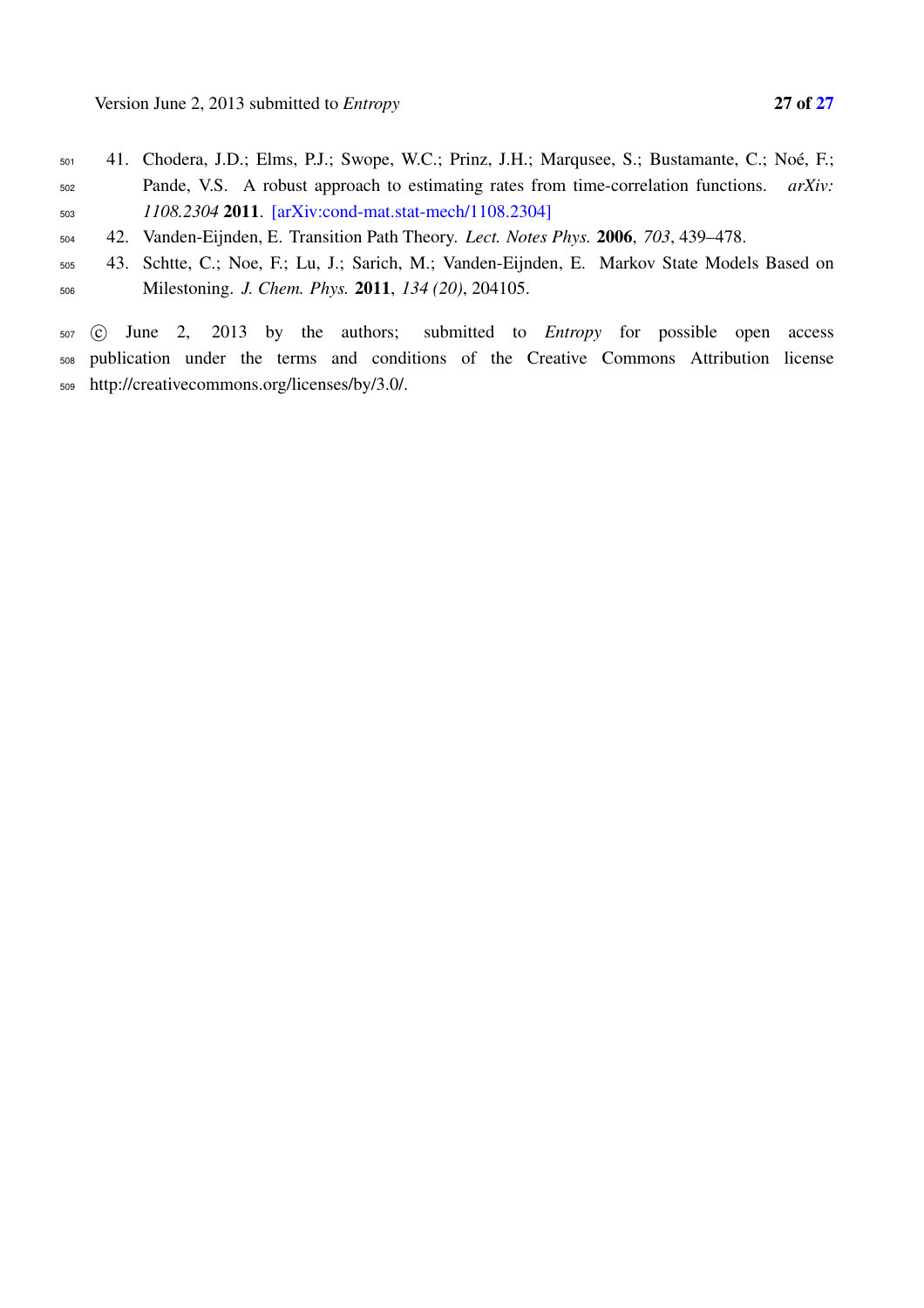41. Chodera, J.D.; Elms, P.J.; Swope, W.C.; Prinz, J.H.; Marqusee, S.; Bustamante, C.; Noé, F.; Pande, V.S. A robust approach to estimating rates from time-correlation functions. *arXiv: 1108.2304* **2011**. [arXiv:cond-mat.stat-mech/1108.2304]
42. Vanden-Eijnden, E. Transition Path Theory. *Lect. Notes Phys.* **2006**, *703*, 439–478.
43. Schtte, C.; Noe, F.; Lu, J.; Sarich, M.; Vanden-Eijnden, E. Markov State Models Based on Milestoning. *J. Chem. Phys.* **2011**, *134 (20)*, 204105.

© June 2, 2013 by the authors; submitted to *Entropy* for possible open access publication under the terms and conditions of the Creative Commons Attribution license http://creativecommons.org/licenses/by/3.0/.